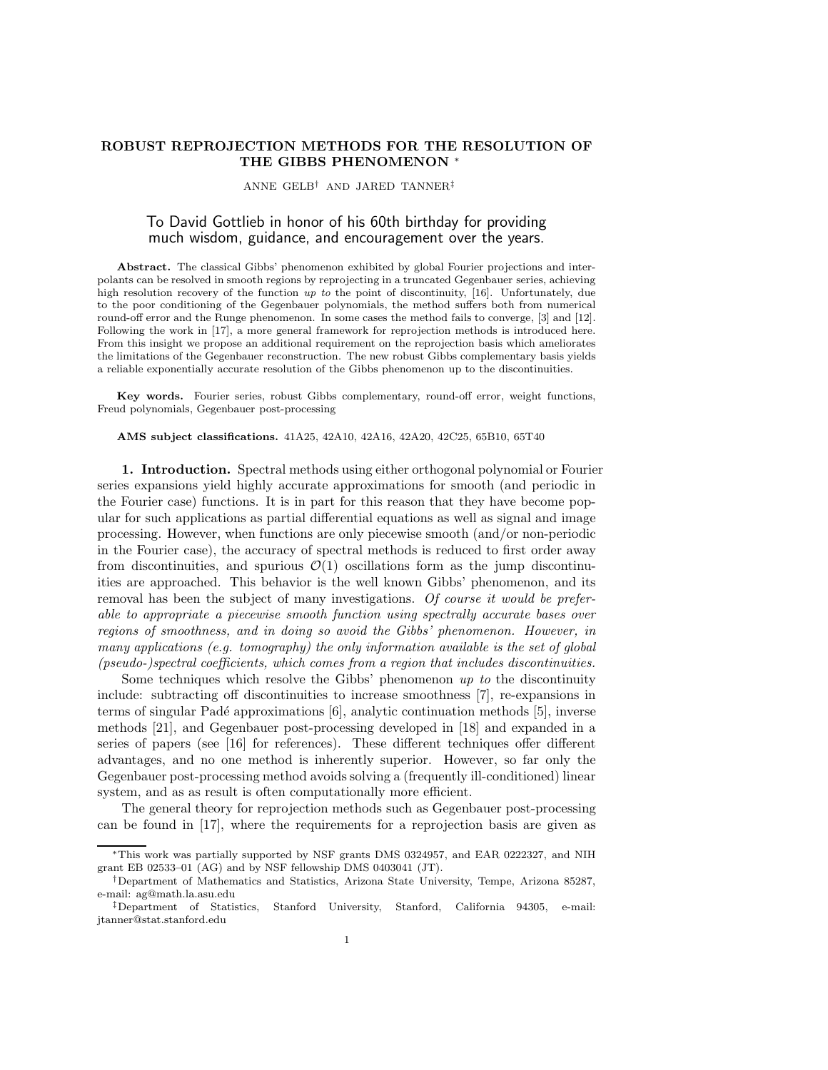# ROBUST REPROJECTION METHODS FOR THE RESOLUTION OF THE GIBBS PHENOMENON *

ANNE GELB† AND JARED TANNER‡

To David Gottlieb in honor of his 60th birthday for providing much wisdom, guidance, and encouragement over the years.

**Abstract.** The classical Gibbs' phenomenon exhibited by global Fourier projections and interpolants can be resolved in smooth regions by reprojecting in a truncated Gegenbauer series, achieving high resolution recovery of the function *up to* the point of discontinuity, [16]. Unfortunately, due to the poor conditioning of the Gegenbauer polynomials, the method suffers both from numerical round-off error and the Runge phenomenon. In some cases the method fails to converge, [3] and [12]. Following the work in [17], a more general framework for reprojection methods is introduced here. From this insight we propose an additional requirement on the reprojection basis which ameliorates the limitations of the Gegenbauer reconstruction. The new robust Gibbs complementary basis yields a reliable exponentially accurate resolution of the Gibbs phenomenon up to the discontinuities.

**Key words.** Fourier series, robust Gibbs complementary, round-off error, weight functions, Freud polynomials, Gegenbauer post-processing

**AMS subject classifications.** 41A25, 42A10, 42A16, 42A20, 42C25, 65B10, 65T40

## 1. Introduction.

Spectral methods using either orthogonal polynomial or Fourier series expansions yield highly accurate approximations for smooth (and periodic in the Fourier case) functions. It is in part for this reason that they have become popular for such applications as partial differential equations as well as signal and image processing. However, when functions are only piecewise smooth (and/or non-periodic in the Fourier case), the accuracy of spectral methods is reduced to first order away from discontinuities, and spurious $\mathcal{O}(1)$ oscillations form as the jump discontinuities are approached. This behavior is the well known Gibbs' phenomenon, and its removal has been the subject of many investigations. *Of course it would be preferable to appropriate a piecewise smooth function using spectrally accurate bases over regions of smoothness, and in doing so avoid the Gibbs' phenomenon. However, in many applications (e.g. tomography) the only information available is the set of global (pseudo-)spectral coefficients, which comes from a region that includes discontinuities.*

Some techniques which resolve the Gibbs' phenomenon *up to* the discontinuity include: subtracting off discontinuities to increase smoothness [7], re-expansions in terms of singular Padé approximations [6], analytic continuation methods [5], inverse methods [21], and Gegenbauer post-processing developed in [18] and expanded in a series of papers (see [16] for references). These different techniques offer different advantages, and no one method is inherently superior. However, so far only the Gegenbauer post-processing method avoids solving a (frequently ill-conditioned) linear system, and as as result is often computationally more efficient.

The general theory for reprojection methods such as Gegenbauer post-processing can be found in [17], where the requirements for a reprojection basis are given as

---

*This work was partially supported by NSF grants DMS 0324957, and EAR 0222327, and NIH grant EB 02533–01 (AG) and by NSF fellowship DMS 0403041 (JT).

†Department of Mathematics and Statistics, Arizona State University, Tempe, Arizona 85287, e-mail: ag@math.la.asu.edu

‡Department of Statistics, Stanford University, Stanford, California 94305, e-mail: jtanner@stat.stanford.edu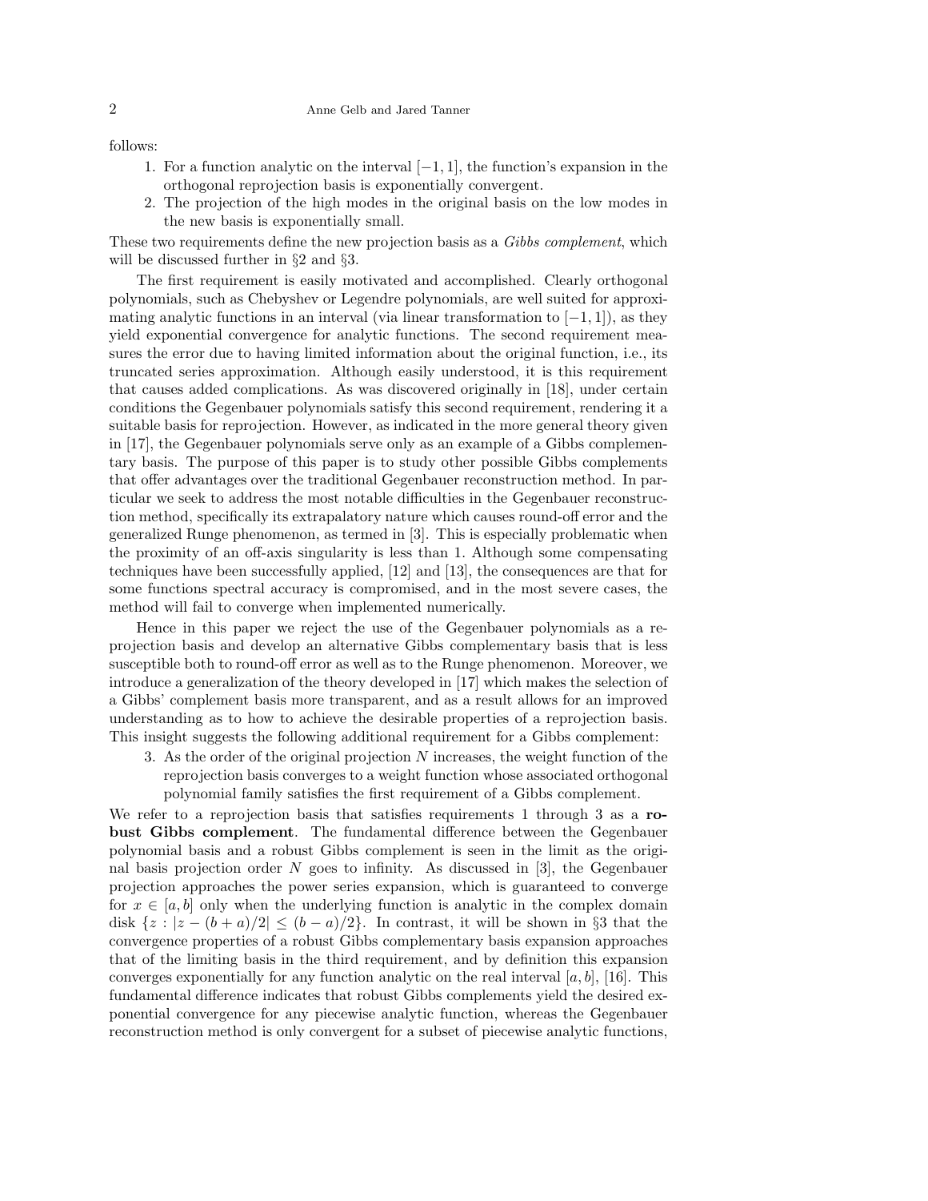follows:

1. For a function analytic on the interval $[-1,1]$, the function's expansion in the orthogonal reprojection basis is exponentially convergent.
2. The projection of the high modes in the original basis on the low modes in the new basis is exponentially small.

These two requirements define the new projection basis as a *Gibbs complement*, which will be discussed further in §2 and §3.

The first requirement is easily motivated and accomplished. Clearly orthogonal polynomials, such as Chebyshev or Legendre polynomials, are well suited for approximating analytic functions in an interval (via linear transformation to $[-1,1]$), as they yield exponential convergence for analytic functions. The second requirement measures the error due to having limited information about the original function, i.e., its truncated series approximation. Although easily understood, it is this requirement that causes added complications. As was discovered originally in [18], under certain conditions the Gegenbauer polynomials satisfy this second requirement, rendering it a suitable basis for reprojection. However, as indicated in the more general theory given in [17], the Gegenbauer polynomials serve only as an example of a Gibbs complementary basis. The purpose of this paper is to study other possible Gibbs complements that offer advantages over the traditional Gegenbauer reconstruction method. In particular we seek to address the most notable difficulties in the Gegenbauer reconstruction method, specifically its extrapalatory nature which causes round-off error and the generalized Runge phenomenon, as termed in [3]. This is especially problematic when the proximity of an off-axis singularity is less than 1. Although some compensating techniques have been successfully applied, [12] and [13], the consequences are that for some functions spectral accuracy is compromised, and in the most severe cases, the method will fail to converge when implemented numerically.

Hence in this paper we reject the use of the Gegenbauer polynomials as a reprojection basis and develop an alternative Gibbs complementary basis that is less susceptible both to round-off error as well as to the Runge phenomenon. Moreover, we introduce a generalization of the theory developed in [17] which makes the selection of a Gibbs' complement basis more transparent, and as a result allows for an improved understanding as to how to achieve the desirable properties of a reprojection basis. This insight suggests the following additional requirement for a Gibbs complement:

3. As the order of the original projection $N$ increases, the weight function of the reprojection basis converges to a weight function whose associated orthogonal polynomial family satisfies the first requirement of a Gibbs complement.

We refer to a reprojection basis that satisfies requirements 1 through 3 as a **robust Gibbs complement**. The fundamental difference between the Gegenbauer polynomial basis and a robust Gibbs complement is seen in the limit as the original basis projection order $N$ goes to infinity. As discussed in [3], the Gegenbauer projection approaches the power series expansion, which is guaranteed to converge for $x \in [a,b]$ only when the underlying function is analytic in the complex domain disk $\{z : |z-(b+a)/2| \le (b-a)/2\}$. In contrast, it will be shown in §3 that the convergence properties of a robust Gibbs complementary basis expansion approaches that of the limiting basis in the third requirement, and by definition this expansion converges exponentially for any function analytic on the real interval $[a,b]$, [16]. This fundamental difference indicates that robust Gibbs complements yield the desired exponential convergence for any piecewise analytic function, whereas the Gegenbauer reconstruction method is only convergent for a subset of piecewise analytic functions,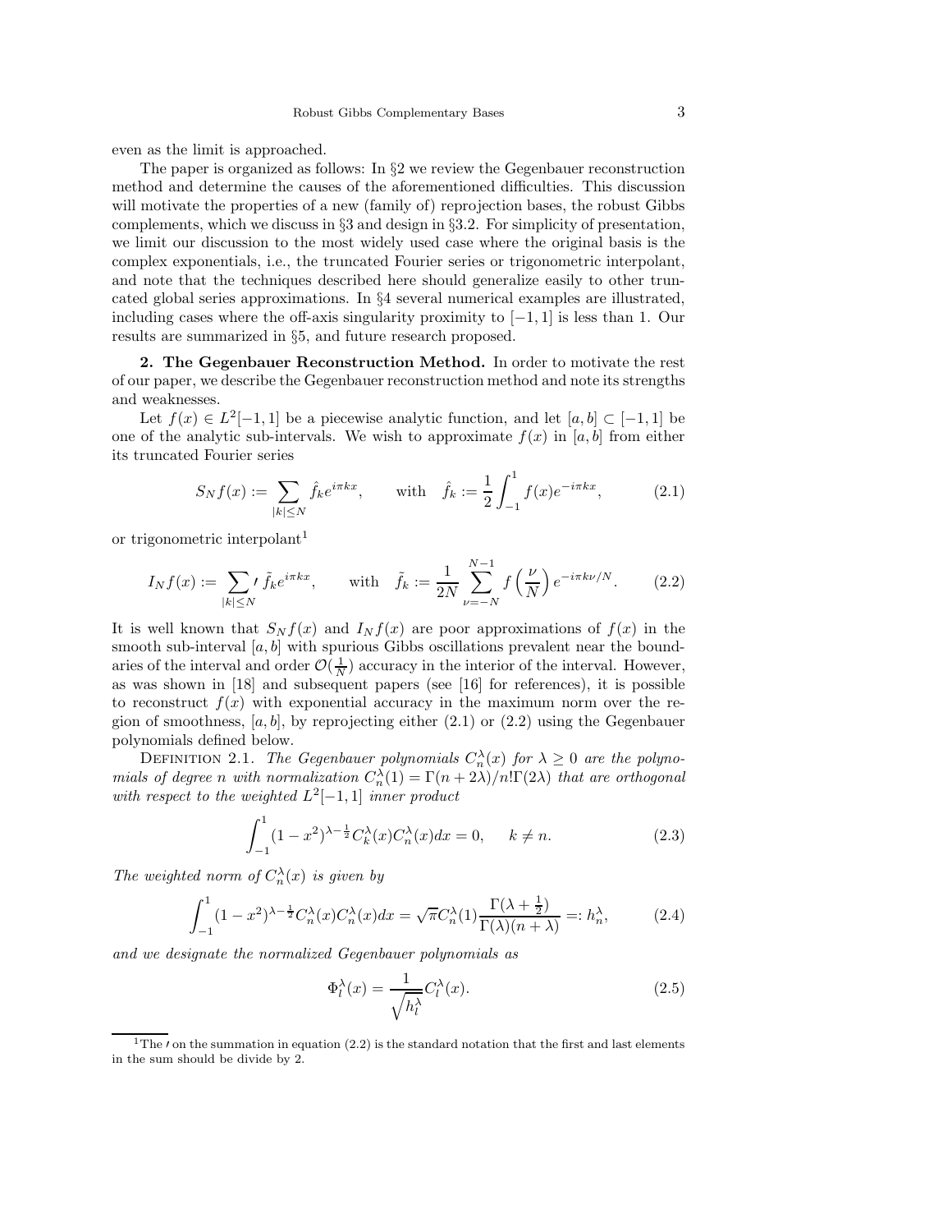even as the limit is approached.

The paper is organized as follows: In §2 we review the Gegenbauer reconstruction method and determine the causes of the aforementioned difficulties. This discussion will motivate the properties of a new (family of) reprojection bases, the robust Gibbs complements, which we discuss in §3 and design in §3.2. For simplicity of presentation, we limit our discussion to the most widely used case where the original basis is the complex exponentials, i.e., the truncated Fourier series or trigonometric interpolant, and note that the techniques described here should generalize easily to other truncated global series approximations. In §4 several numerical examples are illustrated, including cases where the off-axis singularity proximity to $[-1,1]$ is less than 1. Our results are summarized in §5, and future research proposed.

**2. The Gegenbauer Reconstruction Method.** In order to motivate the rest of our paper, we describe the Gegenbauer reconstruction method and note its strengths and weaknesses.

Let $f(x) \in L^2[-1,1]$ be a piecewise analytic function, and let $[a,b] \subset [-1,1]$ be one of the analytic sub-intervals. We wish to approximate $f(x)$ in $[a,b]$ from either its truncated Fourier series

$$S_N f(x) := \sum_{|k| \le N} \hat{f}_k e^{i\pi k x}, \qquad \text{with} \quad \hat{f}_k := \frac{1}{2}\int_{-1}^{1} f(x) e^{-i\pi k x}, \tag{2.1}$$

or trigonometric interpolant[1]

$$I_N f(x) := {\sum_{|k| \le N}}' \tilde{f}_k e^{i\pi k x}, \qquad \text{with} \quad \tilde{f}_k := \frac{1}{2N} \sum_{\nu=-N}^{N-1} f\left(\frac{\nu}{N}\right) e^{-i\pi k \nu / N}. \tag{2.2}$$

It is well known that $S_N f(x)$ and $I_N f(x)$ are poor approximations of $f(x)$ in the smooth sub-interval $[a,b]$ with spurious Gibbs oscillations prevalent near the boundaries of the interval and order $\mathcal{O}(\frac{1}{N})$ accuracy in the interior of the interval. However, as was shown in [18] and subsequent papers (see [16] for references), it is possible to reconstruct $f(x)$ with exponential accuracy in the maximum norm over the region of smoothness, $[a,b]$, by reprojecting either (2.1) or (2.2) using the Gegenbauer polynomials defined below.

Definition 2.1. *The Gegenbauer polynomials $C_n^\lambda(x)$ for $\lambda \ge 0$ are the polynomials of degree $n$ with normalization $C_n^\lambda(1) = \Gamma(n+2\lambda)/n!\Gamma(2\lambda)$ that are orthogonal with respect to the weighted $L^2[-1,1]$ inner product*

$$\int_{-1}^{1} (1-x^2)^{\lambda - \frac{1}{2}} C_k^\lambda(x) C_n^\lambda(x) dx = 0, \qquad k \ne n. \tag{2.3}$$

*The weighted norm of $C_n^\lambda(x)$ is given by*

$$\int_{-1}^{1} (1-x^2)^{\lambda - \frac{1}{2}} C_n^\lambda(x) C_n^\lambda(x) dx = \sqrt{\pi} C_n^\lambda(1) \frac{\Gamma(\lambda + \frac{1}{2})}{\Gamma(\lambda)(n+\lambda)} =: h_n^\lambda, \tag{2.4}$$

*and we designate the normalized Gegenbauer polynomials as*

$$\Phi_l^\lambda(x) = \frac{1}{\sqrt{h_l^\lambda}} C_l^\lambda(x). \tag{2.5}$$

[1] The $'$ on the summation in equation (2.2) is the standard notation that the first and last elements in the sum should be divide by 2.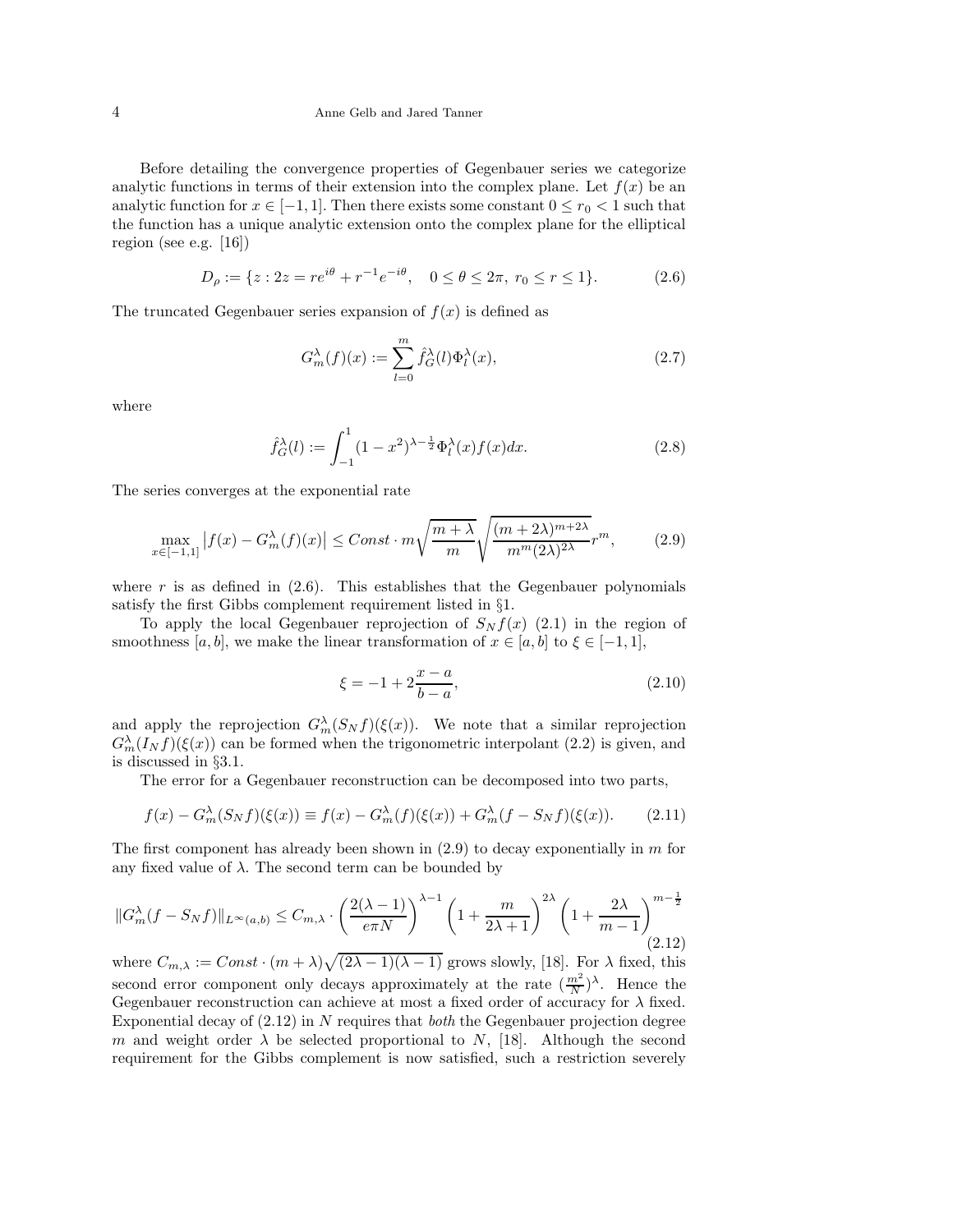Before detailing the convergence properties of Gegenbauer series we categorize analytic functions in terms of their extension into the complex plane. Let $f(x)$ be an analytic function for $x \in [-1,1]$. Then there exists some constant $0 \le r_0 < 1$ such that the function has a unique analytic extension onto the complex plane for the elliptical region (see e.g. [16])

$$D_\rho := \{z : 2z = re^{i\theta} + r^{-1}e^{-i\theta}, \quad 0 \le \theta \le 2\pi,\ r_0 \le r \le 1\}. \tag{2.6}$$

The truncated Gegenbauer series expansion of $f(x)$ is defined as

$$G_m^\lambda(f)(x) := \sum_{l=0}^{m} \hat{f}_G^\lambda(l)\Phi_l^\lambda(x), \tag{2.7}$$

where

$$\hat{f}_G^\lambda(l) := \int_{-1}^{1} (1-x^2)^{\lambda-\frac{1}{2}}\Phi_l^\lambda(x)f(x)dx. \tag{2.8}$$

The series converges at the exponential rate

$$\max_{x\in[-1,1]} \left|f(x) - G_m^\lambda(f)(x)\right| \le Const \cdot m\sqrt{\frac{m+\lambda}{m}}\sqrt{\frac{(m+2\lambda)^{m+2\lambda}}{m^m(2\lambda)^{2\lambda}}}r^m, \tag{2.9}$$

where $r$ is as defined in (2.6). This establishes that the Gegenbauer polynomials satisfy the first Gibbs complement requirement listed in §1.

To apply the local Gegenbauer reprojection of $S_N f(x)$ (2.1) in the region of smoothness $[a,b]$, we make the linear transformation of $x \in [a,b]$ to $\xi \in [-1,1]$,

$$\xi = -1 + 2\frac{x-a}{b-a}, \tag{2.10}$$

and apply the reprojection $G_m^\lambda(S_N f)(\xi(x))$. We note that a similar reprojection $G_m^\lambda(I_N f)(\xi(x))$ can be formed when the trigonometric interpolant (2.2) is given, and is discussed in §3.1.

The error for a Gegenbauer reconstruction can be decomposed into two parts,

$$f(x) - G_m^\lambda(S_N f)(\xi(x)) \equiv f(x) - G_m^\lambda(f)(\xi(x)) + G_m^\lambda(f - S_N f)(\xi(x)). \tag{2.11}$$

The first component has already been shown in (2.9) to decay exponentially in $m$ for any fixed value of $\lambda$. The second term can be bounded by

$$\|G_m^\lambda(f - S_N f)\|_{L^\infty(a,b)} \le C_{m,\lambda} \cdot \left(\frac{2(\lambda-1)}{e\pi N}\right)^{\lambda-1}\left(1+\frac{m}{2\lambda+1}\right)^{2\lambda}\left(1+\frac{2\lambda}{m-1}\right)^{m-\frac{1}{2}} \tag{2.12}$$

where $C_{m,\lambda} := Const \cdot (m+\lambda)\sqrt{(2\lambda-1)(\lambda-1)}$ grows slowly, [18]. For $\lambda$ fixed, this second error component only decays approximately at the rate $(\frac{m^2}{N})^\lambda$. Hence the Gegenbauer reconstruction can achieve at most a fixed order of accuracy for $\lambda$ fixed. Exponential decay of (2.12) in $N$ requires that *both* the Gegenbauer projection degree $m$ and weight order $\lambda$ be selected proportional to $N$, [18]. Although the second requirement for the Gibbs complement is now satisfied, such a restriction severely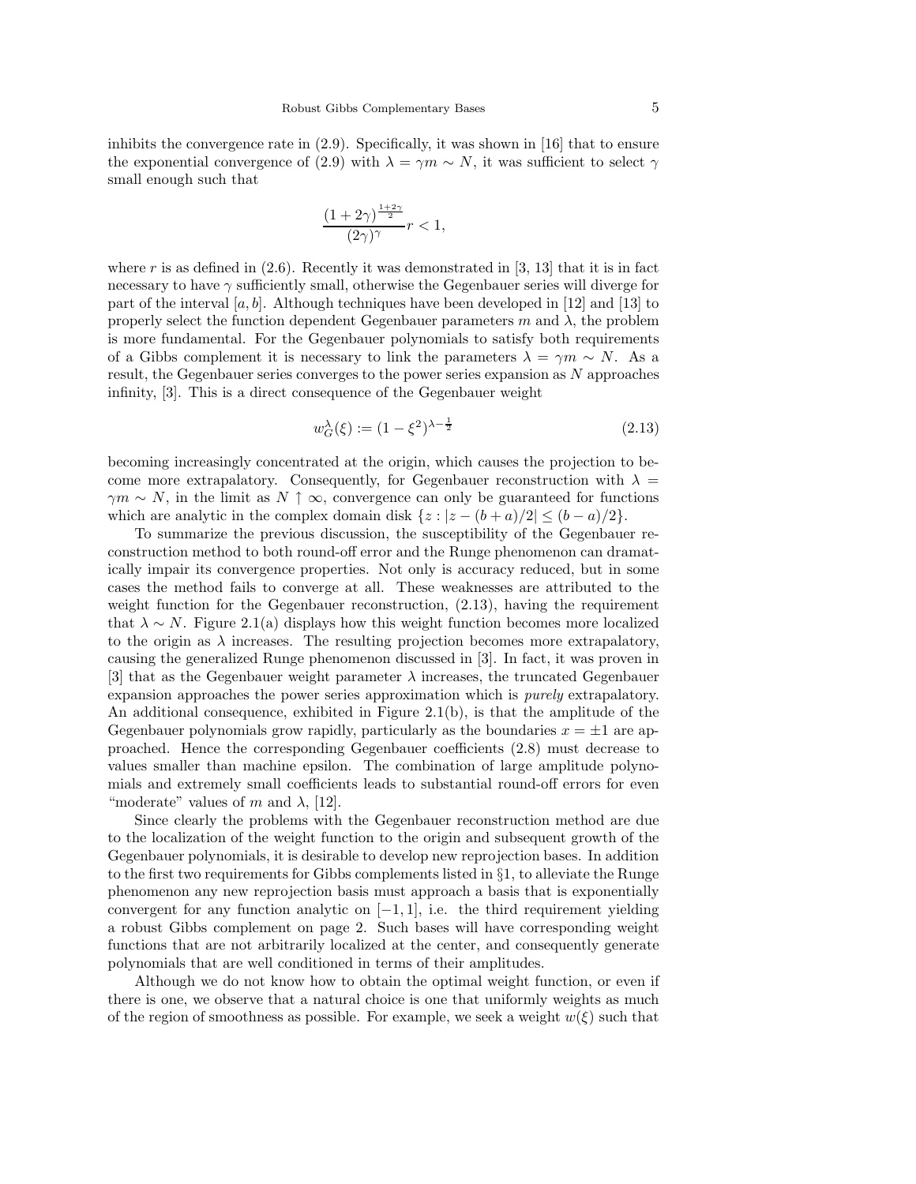inhibits the convergence rate in (2.9). Specifically, it was shown in [16] that to ensure the exponential convergence of (2.9) with $\lambda = \gamma m \sim N$, it was sufficient to select $\gamma$ small enough such that

$$\frac{(1+2\gamma)^{\frac{1+2\gamma}{2}}}{(2\gamma)^{\gamma}} r < 1,$$

where $r$ is as defined in (2.6). Recently it was demonstrated in [3, 13] that it is in fact necessary to have $\gamma$ sufficiently small, otherwise the Gegenbauer series will diverge for part of the interval $[a, b]$. Although techniques have been developed in [12] and [13] to properly select the function dependent Gegenbauer parameters $m$ and $\lambda$, the problem is more fundamental. For the Gegenbauer polynomials to satisfy both requirements of a Gibbs complement it is necessary to link the parameters $\lambda = \gamma m \sim N$. As a result, the Gegenbauer series converges to the power series expansion as $N$ approaches infinity, [3]. This is a direct consequence of the Gegenbauer weight

$$w_G^{\lambda}(\xi) := (1-\xi^2)^{\lambda - \frac{1}{2}} \tag{2.13}$$

becoming increasingly concentrated at the origin, which causes the projection to become more extrapalatory. Consequently, for Gegenbauer reconstruction with $\lambda = \gamma m \sim N$, in the limit as $N \uparrow \infty$, convergence can only be guaranteed for functions which are analytic in the complex domain disk $\{z : |z - (b+a)/2| \leq (b-a)/2\}$.

To summarize the previous discussion, the susceptibility of the Gegenbauer reconstruction method to both round-off error and the Runge phenomenon can dramatically impair its convergence properties. Not only is accuracy reduced, but in some cases the method fails to converge at all. These weaknesses are attributed to the weight function for the Gegenbauer reconstruction, (2.13), having the requirement that $\lambda \sim N$. Figure 2.1(a) displays how this weight function becomes more localized to the origin as $\lambda$ increases. The resulting projection becomes more extrapalatory, causing the generalized Runge phenomenon discussed in [3]. In fact, it was proven in [3] that as the Gegenbauer weight parameter $\lambda$ increases, the truncated Gegenbauer expansion approaches the power series approximation which is *purely* extrapalatory. An additional consequence, exhibited in Figure 2.1(b), is that the amplitude of the Gegenbauer polynomials grow rapidly, particularly as the boundaries $x = \pm 1$ are approached. Hence the corresponding Gegenbauer coefficients (2.8) must decrease to values smaller than machine epsilon. The combination of large amplitude polynomials and extremely small coefficients leads to substantial round-off errors for even "moderate" values of $m$ and $\lambda$, [12].

Since clearly the problems with the Gegenbauer reconstruction method are due to the localization of the weight function to the origin and subsequent growth of the Gegenbauer polynomials, it is desirable to develop new reprojection bases. In addition to the first two requirements for Gibbs complements listed in §1, to alleviate the Runge phenomenon any new reprojection basis must approach a basis that is exponentially convergent for any function analytic on $[-1, 1]$, i.e. the third requirement yielding a robust Gibbs complement on page 2. Such bases will have corresponding weight functions that are not arbitrarily localized at the center, and consequently generate polynomials that are well conditioned in terms of their amplitudes.

Although we do not know how to obtain the optimal weight function, or even if there is one, we observe that a natural choice is one that uniformly weights as much of the region of smoothness as possible. For example, we seek a weight $w(\xi)$ such that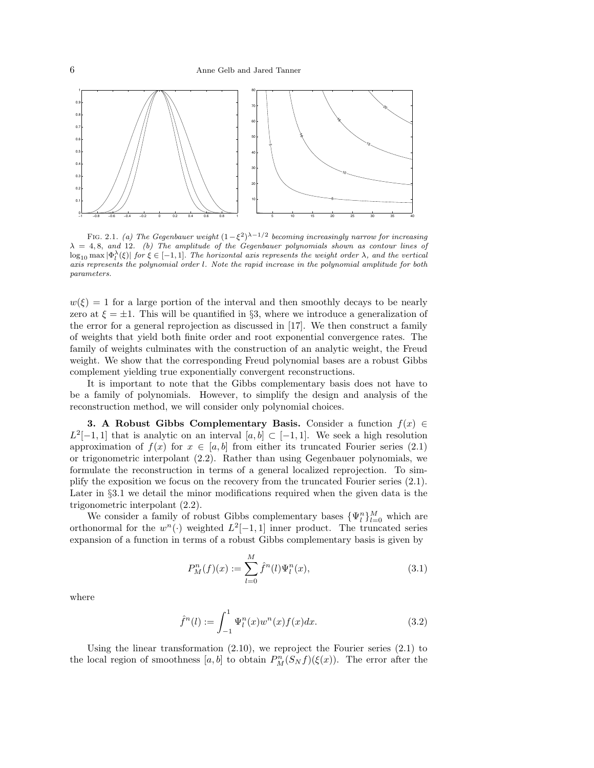FIG. 2.1. *(a) The Gegenbauer weight $(1-\xi^2)^{\lambda-1/2}$ becoming increasingly narrow for increasing $\lambda = 4, 8,$ and $12$. (b) The amplitude of the Gegenbauer polynomials shown as contour lines of $\log_{10} \max |\Phi_l^\lambda(\xi)|$ for $\xi \in [-1,1]$. The horizontal axis represents the weight order $\lambda$, and the vertical axis represents the polynomial order $l$. Note the rapid increase in the polynomial amplitude for both parameters.*

$w(\xi) = 1$ for a large portion of the interval and then smoothly decays to be nearly zero at $\xi = \pm 1$. This will be quantified in §3, where we introduce a generalization of the error for a general reprojection as discussed in [17]. We then construct a family of weights that yield both finite order and root exponential convergence rates. The family of weights culminates with the construction of an analytic weight, the Freud weight. We show that the corresponding Freud polynomial bases are a robust Gibbs complement yielding true exponentially convergent reconstructions.

It is important to note that the Gibbs complementary basis does not have to be a family of polynomials. However, to simplify the design and analysis of the reconstruction method, we will consider only polynomial choices.

## 3. A Robust Gibbs Complementary Basis.

Consider a function $f(x) \in L^2[-1,1]$ that is analytic on an interval $[a,b] \subset [-1,1]$. We seek a high resolution approximation of $f(x)$ for $x \in [a,b]$ from either its truncated Fourier series (2.1) or trigonometric interpolant (2.2). Rather than using Gegenbauer polynomials, we formulate the reconstruction in terms of a general localized reprojection. To simplify the exposition we focus on the recovery from the truncated Fourier series (2.1). Later in §3.1 we detail the minor modifications required when the given data is the trigonometric interpolant (2.2).

We consider a family of robust Gibbs complementary bases $\{\Psi_l^n\}_{l=0}^M$ which are orthonormal for the $w^n(\cdot)$ weighted $L^2[-1,1]$ inner product. The truncated series expansion of a function in terms of a robust Gibbs complementary basis is given by

$$P_M^n(f)(x) := \sum_{l=0}^{M} \hat{f}^n(l)\Psi_l^n(x), \tag{3.1}$$

where

$$\hat{f}^n(l) := \int_{-1}^{1} \Psi_l^n(x) w^n(x) f(x) dx. \tag{3.2}$$

Using the linear transformation (2.10), we reproject the Fourier series (2.1) to the local region of smoothness $[a,b]$ to obtain $P_M^n(S_N f)(\xi(x))$. The error after the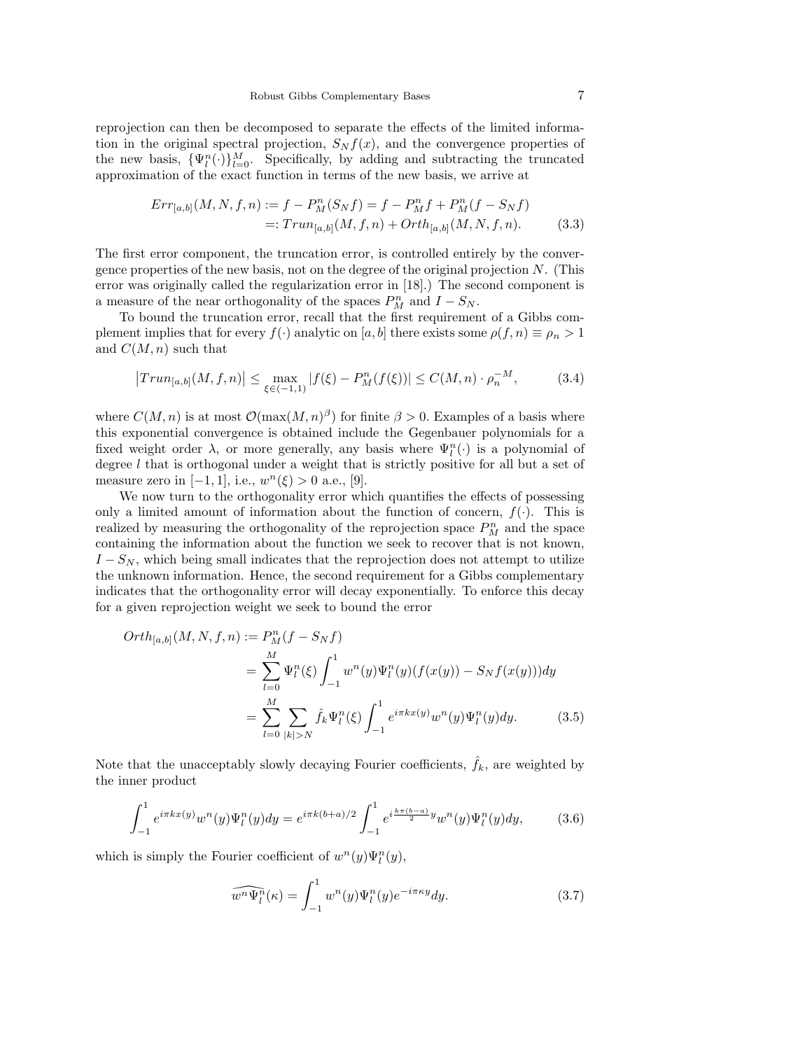reprojection can then be decomposed to separate the effects of the limited information in the original spectral projection, $S_N f(x)$, and the convergence properties of the new basis, $\{\Psi_l^n(\cdot)\}_{l=0}^M$. Specifically, by adding and subtracting the truncated approximation of the exact function in terms of the new basis, we arrive at

$$
\begin{aligned}
Err_{[a,b]}(M,N,f,n) &:= f - P_M^n(S_N f) = f - P_M^n f + P_M^n(f - S_N f) \\
&=: Trun_{[a,b]}(M,f,n) + Orth_{[a,b]}(M,N,f,n). \qquad (3.3)
\end{aligned}
$$

The first error component, the truncation error, is controlled entirely by the convergence properties of the new basis, not on the degree of the original projection $N$. (This error was originally called the regularization error in [18].) The second component is a measure of the near orthogonality of the spaces $P_M^n$ and $I - S_N$.

To bound the truncation error, recall that the first requirement of a Gibbs complement implies that for every $f(\cdot)$ analytic on $[a,b]$ there exists some $\rho(f,n) \equiv \rho_n > 1$ and $C(M,n)$ such that

$$
\left| Trun_{[a,b]}(M,f,n) \right| \leq \max_{\xi \in (-1,1)} |f(\xi) - P_M^n(f(\xi))| \leq C(M,n) \cdot \rho_n^{-M}, \qquad (3.4)
$$

where $C(M,n)$ is at most $\mathcal{O}(\max(M,n)^\beta)$ for finite $\beta > 0$. Examples of a basis where this exponential convergence is obtained include the Gegenbauer polynomials for a fixed weight order $\lambda$, or more generally, any basis where $\Psi_l^n(\cdot)$ is a polynomial of degree $l$ that is orthogonal under a weight that is strictly positive for all but a set of measure zero in $[-1,1]$, i.e., $w^n(\xi) > 0$ a.e., [9].

We now turn to the orthogonality error which quantifies the effects of possessing only a limited amount of information about the function of concern, $f(\cdot)$. This is realized by measuring the orthogonality of the reprojection space $P_M^n$ and the space containing the information about the function we seek to recover that is not known, $I - S_N$, which being small indicates that the reprojection does not attempt to utilize the unknown information. Hence, the second requirement for a Gibbs complementary indicates that the orthogonality error will decay exponentially. To enforce this decay for a given reprojection weight we seek to bound the error

$$
\begin{aligned}
Orth_{[a,b]}(M,N,f,n) &:= P_M^n(f - S_N f) \\
&= \sum_{l=0}^{M} \Psi_l^n(\xi) \int_{-1}^{1} w^n(y) \Psi_l^n(y) (f(x(y)) - S_N f(x(y))) dy \\
&= \sum_{l=0}^{M} \sum_{|k|>N} \hat{f}_k \Psi_l^n(\xi) \int_{-1}^{1} e^{i\pi k x(y)} w^n(y) \Psi_l^n(y) dy. \qquad (3.5)
\end{aligned}
$$

Note that the unacceptably slowly decaying Fourier coefficients, $\hat{f}_k$, are weighted by the inner product

$$
\int_{-1}^{1} e^{i\pi k x(y)} w^n(y) \Psi_l^n(y) dy = e^{i\pi k (b+a)/2} \int_{-1}^{1} e^{i \frac{k\pi(b-a)}{2} y} w^n(y) \Psi_l^n(y) dy, \qquad (3.6)
$$

which is simply the Fourier coefficient of $w^n(y)\Psi_l^n(y)$,

$$
\widehat{w^n \Psi_l^n}(\kappa) = \int_{-1}^{1} w^n(y) \Psi_l^n(y) e^{-i\pi\kappa y} dy. \qquad (3.7)
$$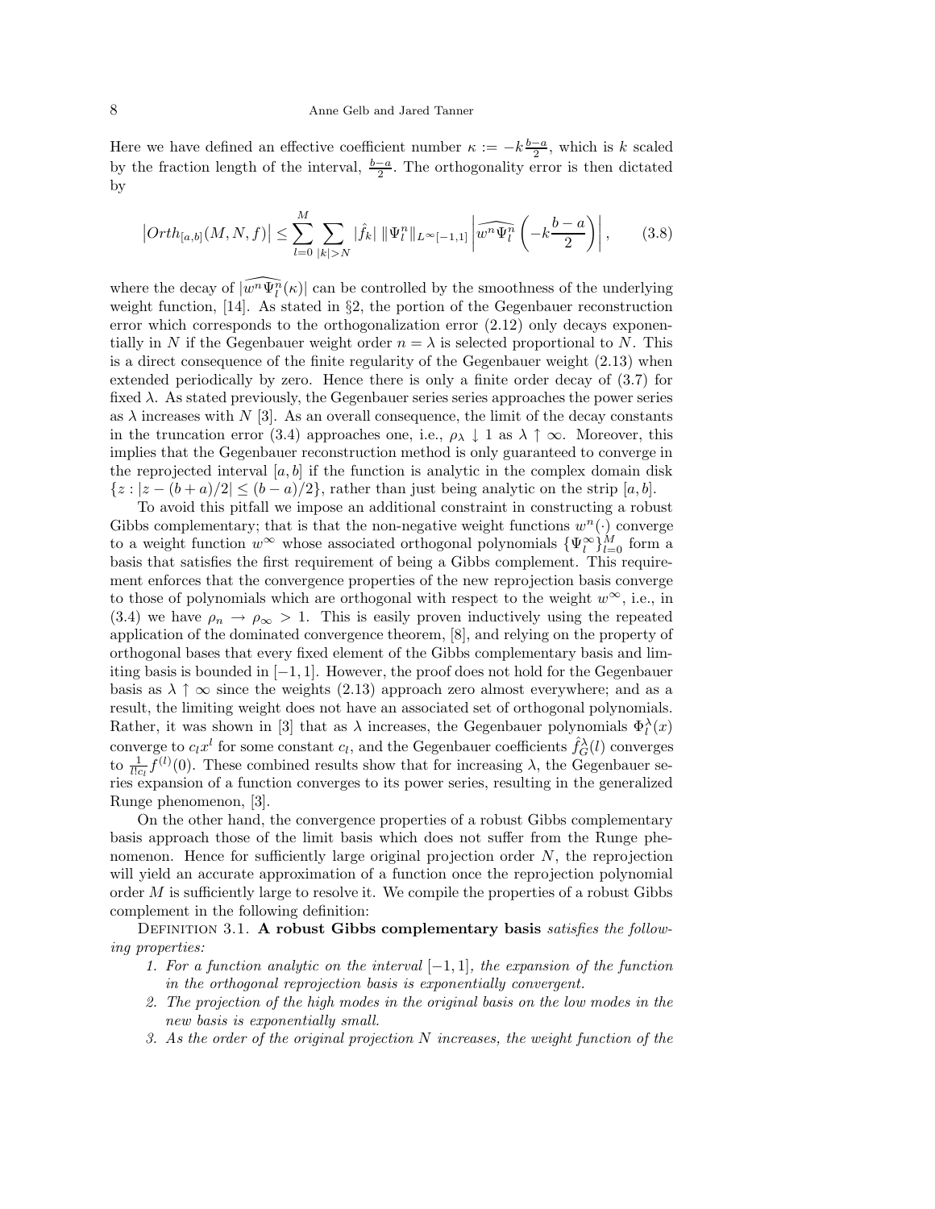Here we have defined an effective coefficient number $\kappa := -k\frac{b-a}{2}$, which is $k$ scaled by the fraction length of the interval, $\frac{b-a}{2}$. The orthogonality error is then dictated by

$$
\left|Orth_{[a,b]}(M,N,f)\right| \leq \sum_{l=0}^{M} \sum_{|k|>N} |\hat{f}_k| \, \|\Psi_l^n\|_{L^\infty[-1,1]} \left|\widehat{w^n\Psi_l^n}\left(-k\frac{b-a}{2}\right)\right|, \tag{3.8}
$$

where the decay of $|\widehat{w^n\Psi_l^n}(\kappa)|$ can be controlled by the smoothness of the underlying weight function, [14]. As stated in §2, the portion of the Gegenbauer reconstruction error which corresponds to the orthogonalization error (2.12) only decays exponentially in $N$ if the Gegenbauer weight order $n=\lambda$ is selected proportional to $N$. This is a direct consequence of the finite regularity of the Gegenbauer weight (2.13) when extended periodically by zero. Hence there is only a finite order decay of (3.7) for fixed $\lambda$. As stated previously, the Gegenbauer series series approaches the power series as $\lambda$ increases with $N$ [3]. As an overall consequence, the limit of the decay constants in the truncation error (3.4) approaches one, i.e., $\rho_\lambda \downarrow 1$ as $\lambda \uparrow \infty$. Moreover, this implies that the Gegenbauer reconstruction method is only guaranteed to converge in the reprojected interval $[a,b]$ if the function is analytic in the complex domain disk $\{z : |z-(b+a)/2| \leq (b-a)/2\}$, rather than just being analytic on the strip $[a,b]$.

To avoid this pitfall we impose an additional constraint in constructing a robust Gibbs complementary; that is that the non-negative weight functions $w^n(\cdot)$ converge to a weight function $w^\infty$ whose associated orthogonal polynomials $\{\Psi_l^\infty\}_{l=0}^M$ form a basis that satisfies the first requirement of being a Gibbs complement. This requirement enforces that the convergence properties of the new reprojection basis converge to those of polynomials which are orthogonal with respect to the weight $w^\infty$, i.e., in (3.4) we have $\rho_n \to \rho_\infty > 1$. This is easily proven inductively using the repeated application of the dominated convergence theorem, [8], and relying on the property of orthogonal bases that every fixed element of the Gibbs complementary basis and limiting basis is bounded in $[-1,1]$. However, the proof does not hold for the Gegenbauer basis as $\lambda \uparrow \infty$ since the weights (2.13) approach zero almost everywhere; and as a result, the limiting weight does not have an associated set of orthogonal polynomials. Rather, it was shown in [3] that as $\lambda$ increases, the Gegenbauer polynomials $\Phi_l^\lambda(x)$ converge to $c_l x^l$ for some constant $c_l$, and the Gegenbauer coefficients $\hat{f}_G^\lambda(l)$ converges to $\frac{1}{l!c_l}f^{(l)}(0)$. These combined results show that for increasing $\lambda$, the Gegenbauer series expansion of a function converges to its power series, resulting in the generalized Runge phenomenon, [3].

On the other hand, the convergence properties of a robust Gibbs complementary basis approach those of the limit basis which does not suffer from the Runge phenomenon. Hence for sufficiently large original projection order $N$, the reprojection will yield an accurate approximation of a function once the reprojection polynomial order $M$ is sufficiently large to resolve it. We compile the properties of a robust Gibbs complement in the following definition:

Definition 3.1. **A robust Gibbs complementary basis** *satisfies the following properties:*

1. *For a function analytic on the interval $[-1,1]$, the expansion of the function in the orthogonal reprojection basis is exponentially convergent.*
2. *The projection of the high modes in the original basis on the low modes in the new basis is exponentially small.*
3. *As the order of the original projection $N$ increases, the weight function of the*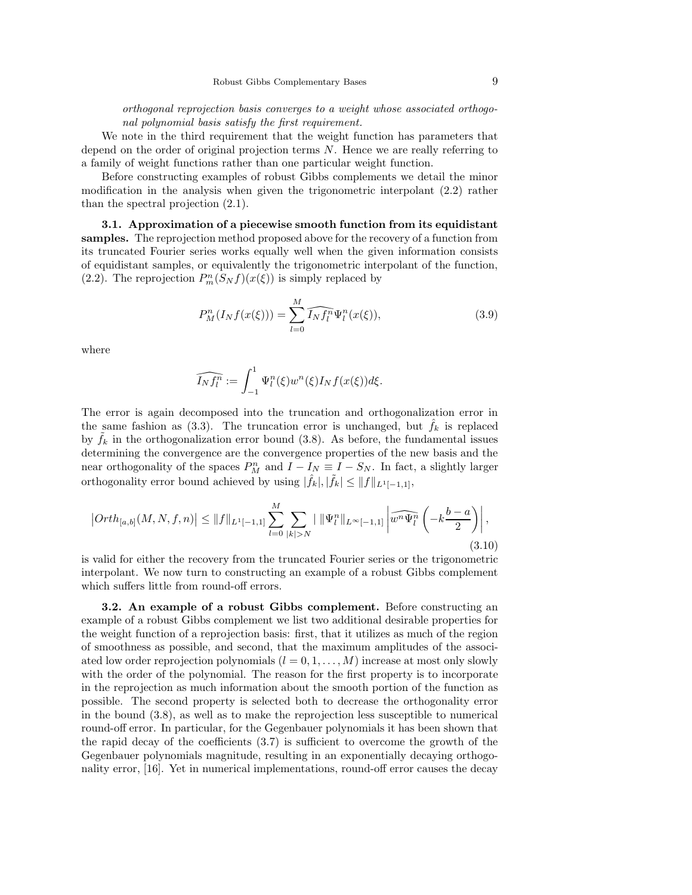*orthogonal reprojection basis converges to a weight whose associated orthogonal polynomial basis satisfy the first requirement.*

We note in the third requirement that the weight function has parameters that depend on the order of original projection terms $N$. Hence we are really referring to a family of weight functions rather than one particular weight function.

Before constructing examples of robust Gibbs complements we detail the minor modification in the analysis when given the trigonometric interpolant (2.2) rather than the spectral projection (2.1).

**3.1. Approximation of a piecewise smooth function from its equidistant samples.** The reprojection method proposed above for the recovery of a function from its truncated Fourier series works equally well when the given information consists of equidistant samples, or equivalently the trigonometric interpolant of the function, (2.2). The reprojection $P_m^n(S_N f)(x(\xi))$ is simply replaced by

$$P_M^n(I_N f(x(\xi))) = \sum_{l=0}^{M} \widehat{I_N f_l^n} \Psi_l^n(x(\xi)), \tag{3.9}$$

where

$$\widehat{I_N f_l^n} := \int_{-1}^{1} \Psi_l^n(\xi) w^n(\xi) I_N f(x(\xi)) d\xi.$$

The error is again decomposed into the truncation and orthogonalization error in the same fashion as (3.3). The truncation error is unchanged, but $\hat{f}_k$ is replaced by $\tilde{f}_k$ in the orthogonalization error bound (3.8). As before, the fundamental issues determining the convergence are the convergence properties of the new basis and the near orthogonality of the spaces $P_M^n$ and $I - I_N \equiv I - S_N$. In fact, a slightly larger orthogonality error bound achieved by using $|\hat{f}_k|, |\tilde{f}_k| \leq \|f\|_{L^1[-1,1]}$,

$$\left|Orth_{[a,b]}(M, N, f, n)\right| \leq \|f\|_{L^1[-1,1]} \sum_{l=0}^{M} \sum_{|k|>N} |\; \|\Psi_l^n\|_{L^\infty[-1,1]} \left|\widehat{w^n \Psi_l^n}\left(-k\frac{b-a}{2}\right)\right|, \tag{3.10}$$

is valid for either the recovery from the truncated Fourier series or the trigonometric interpolant. We now turn to constructing an example of a robust Gibbs complement which suffers little from round-off errors.

**3.2. An example of a robust Gibbs complement.** Before constructing an example of a robust Gibbs complement we list two additional desirable properties for the weight function of a reprojection basis: first, that it utilizes as much of the region of smoothness as possible, and second, that the maximum amplitudes of the associated low order reprojection polynomials ($l = 0, 1, \ldots, M$) increase at most only slowly with the order of the polynomial. The reason for the first property is to incorporate in the reprojection as much information about the smooth portion of the function as possible. The second property is selected both to decrease the orthogonality error in the bound (3.8), as well as to make the reprojection less susceptible to numerical round-off error. In particular, for the Gegenbauer polynomials it has been shown that the rapid decay of the coefficients (3.7) is sufficient to overcome the growth of the Gegenbauer polynomials magnitude, resulting in an exponentially decaying orthogonality error, [16]. Yet in numerical implementations, round-off error causes the decay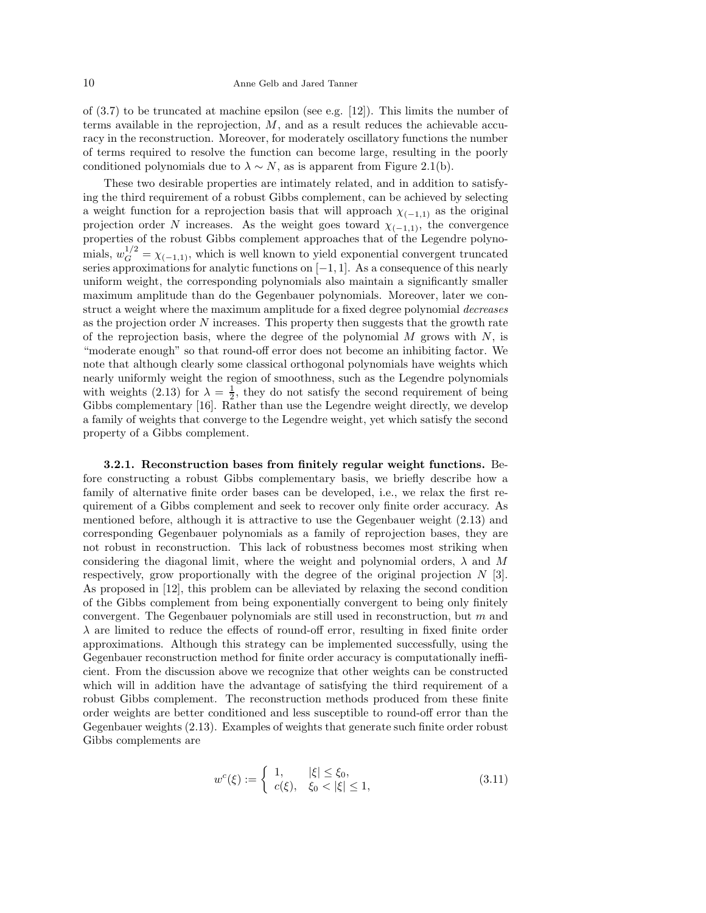of (3.7) to be truncated at machine epsilon (see e.g. [12]). This limits the number of terms available in the reprojection, $M$, and as a result reduces the achievable accuracy in the reconstruction. Moreover, for moderately oscillatory functions the number of terms required to resolve the function can become large, resulting in the poorly conditioned polynomials due to $\lambda \sim N$, as is apparent from Figure 2.1(b).

These two desirable properties are intimately related, and in addition to satisfying the third requirement of a robust Gibbs complement, can be achieved by selecting a weight function for a reprojection basis that will approach $\chi_{(-1,1)}$ as the original projection order $N$ increases. As the weight goes toward $\chi_{(-1,1)}$, the convergence properties of the robust Gibbs complement approaches that of the Legendre polynomials, $w_G^{1/2} = \chi_{(-1,1)}$, which is well known to yield exponential convergent truncated series approximations for analytic functions on $[-1,1]$. As a consequence of this nearly uniform weight, the corresponding polynomials also maintain a significantly smaller maximum amplitude than do the Gegenbauer polynomials. Moreover, later we construct a weight where the maximum amplitude for a fixed degree polynomial *decreases* as the projection order $N$ increases. This property then suggests that the growth rate of the reprojection basis, where the degree of the polynomial $M$ grows with $N$, is "moderate enough" so that round-off error does not become an inhibiting factor. We note that although clearly some classical orthogonal polynomials have weights which nearly uniformly weight the region of smoothness, such as the Legendre polynomials with weights (2.13) for $\lambda = \frac{1}{2}$, they do not satisfy the second requirement of being Gibbs complementary [16]. Rather than use the Legendre weight directly, we develop a family of weights that converge to the Legendre weight, yet which satisfy the second property of a Gibbs complement.

**3.2.1. Reconstruction bases from finitely regular weight functions.** Before constructing a robust Gibbs complementary basis, we briefly describe how a family of alternative finite order bases can be developed, i.e., we relax the first requirement of a Gibbs complement and seek to recover only finite order accuracy. As mentioned before, although it is attractive to use the Gegenbauer weight (2.13) and corresponding Gegenbauer polynomials as a family of reprojection bases, they are not robust in reconstruction. This lack of robustness becomes most striking when considering the diagonal limit, where the weight and polynomial orders, $\lambda$ and $M$ respectively, grow proportionally with the degree of the original projection $N$ [3]. As proposed in [12], this problem can be alleviated by relaxing the second condition of the Gibbs complement from being exponentially convergent to being only finitely convergent. The Gegenbauer polynomials are still used in reconstruction, but $m$ and $\lambda$ are limited to reduce the effects of round-off error, resulting in fixed finite order approximations. Although this strategy can be implemented successfully, using the Gegenbauer reconstruction method for finite order accuracy is computationally inefficient. From the discussion above we recognize that other weights can be constructed which will in addition have the advantage of satisfying the third requirement of a robust Gibbs complement. The reconstruction methods produced from these finite order weights are better conditioned and less susceptible to round-off error than the Gegenbauer weights (2.13). Examples of weights that generate such finite order robust Gibbs complements are

$$w^c(\xi) := \begin{cases} 1, & |\xi| \le \xi_0, \\ c(\xi), & \xi_0 < |\xi| \le 1, \end{cases} \tag{3.11}$$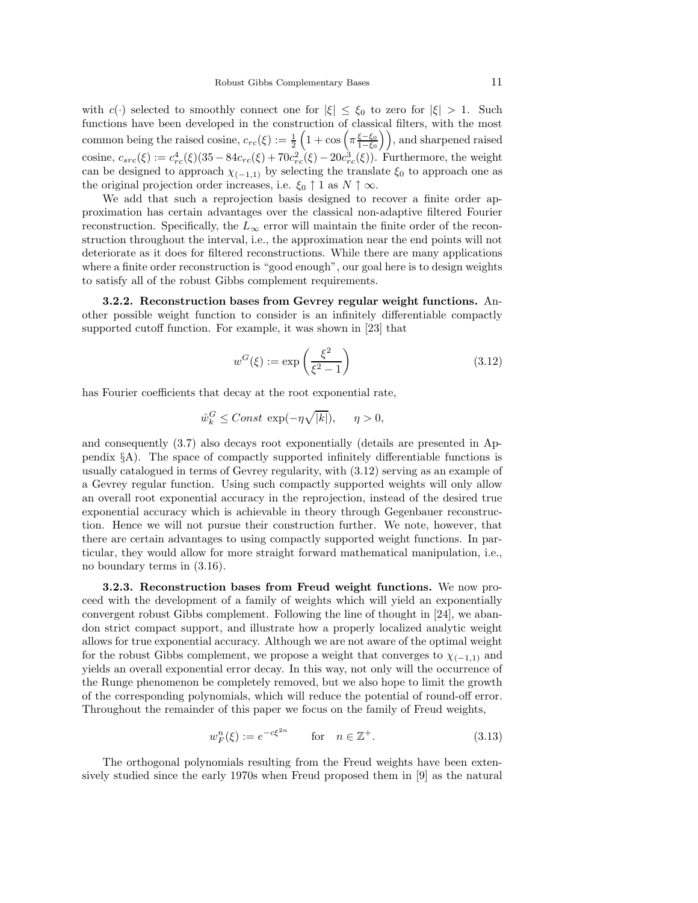with $c(\cdot)$ selected to smoothly connect one for $|\xi| \leq \xi_0$ to zero for $|\xi| > 1$. Such functions have been developed in the construction of classical filters, with the most common being the raised cosine, $c_{rc}(\xi) := \frac{1}{2}\left(1 + \cos\left(\pi \frac{\xi - \xi_0}{1-\xi_0}\right)\right)$, and sharpened raised cosine, $c_{src}(\xi) := c_{rc}^4(\xi)(35 - 84c_{rc}(\xi) + 70c_{rc}^2(\xi) - 20c_{rc}^3(\xi))$. Furthermore, the weight can be designed to approach $\chi_{(-1,1)}$ by selecting the translate $\xi_0$ to approach one as the original projection order increases, i.e. $\xi_0 \uparrow 1$ as $N \uparrow \infty$.

We add that such a reprojection basis designed to recover a finite order approximation has certain advantages over the classical non-adaptive filtered Fourier reconstruction. Specifically, the $L_\infty$ error will maintain the finite order of the reconstruction throughout the interval, i.e., the approximation near the end points will not deteriorate as it does for filtered reconstructions. While there are many applications where a finite order reconstruction is "good enough", our goal here is to design weights to satisfy all of the robust Gibbs complement requirements.

**3.2.2. Reconstruction bases from Gevrey regular weight functions.** Another possible weight function to consider is an infinitely differentiable compactly supported cutoff function. For example, it was shown in [23] that

$$w^G(\xi) := \exp\left(\frac{\xi^2}{\xi^2 - 1}\right) \tag{3.12}$$

has Fourier coefficients that decay at the root exponential rate,

$$\hat{w}_k^G \leq Const \, \exp(-\eta\sqrt{|k|}), \qquad \eta > 0,$$

and consequently (3.7) also decays root exponentially (details are presented in Appendix §A). The space of compactly supported infinitely differentiable functions is usually catalogued in terms of Gevrey regularity, with (3.12) serving as an example of a Gevrey regular function. Using such compactly supported weights will only allow an overall root exponential accuracy in the reprojection, instead of the desired true exponential accuracy which is achievable in theory through Gegenbauer reconstruction. Hence we will not pursue their construction further. We note, however, that there are certain advantages to using compactly supported weight functions. In particular, they would allow for more straight forward mathematical manipulation, i.e., no boundary terms in (3.16).

**3.2.3. Reconstruction bases from Freud weight functions.** We now proceed with the development of a family of weights which will yield an exponentially convergent robust Gibbs complement. Following the line of thought in [24], we abandon strict compact support, and illustrate how a properly localized analytic weight allows for true exponential accuracy. Although we are not aware of the optimal weight for the robust Gibbs complement, we propose a weight that converges to $\chi_{(-1,1)}$ and yields an overall exponential error decay. In this way, not only will the occurrence of the Runge phenomenon be completely removed, but we also hope to limit the growth of the corresponding polynomials, which will reduce the potential of round-off error. Throughout the remainder of this paper we focus on the family of Freud weights,

$$w_F^n(\xi) := e^{-c\xi^{2n}} \qquad \text{for} \quad n \in \mathbb{Z}^+. \tag{3.13}$$

The orthogonal polynomials resulting from the Freud weights have been extensively studied since the early 1970s when Freud proposed them in [9] as the natural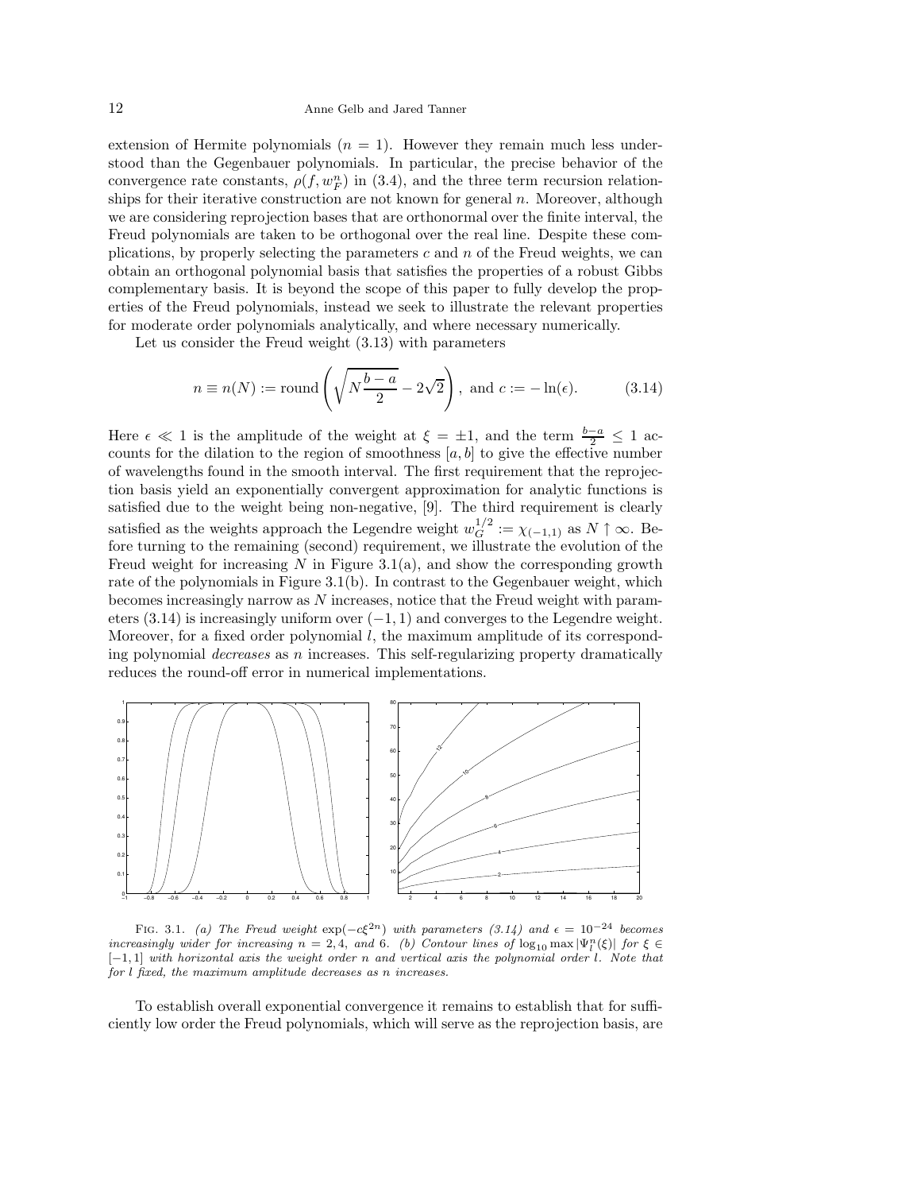extension of Hermite polynomials ($n = 1$). However they remain much less understood than the Gegenbauer polynomials. In particular, the precise behavior of the convergence rate constants, $\rho(f, w_F^n)$ in (3.4), and the three term recursion relationships for their iterative construction are not known for general $n$. Moreover, although we are considering reprojection bases that are orthonormal over the finite interval, the Freud polynomials are taken to be orthogonal over the real line. Despite these complications, by properly selecting the parameters $c$ and $n$ of the Freud weights, we can obtain an orthogonal polynomial basis that satisfies the properties of a robust Gibbs complementary basis. It is beyond the scope of this paper to fully develop the properties of the Freud polynomials, instead we seek to illustrate the relevant properties for moderate order polynomials analytically, and where necessary numerically.

Let us consider the Freud weight (3.13) with parameters

$$n \equiv n(N) := \text{round}\left(\sqrt{N\frac{b-a}{2}} - 2\sqrt{2}\right), \text{ and } c := -\ln(\epsilon). \tag{3.14}$$

Here $\epsilon \ll 1$ is the amplitude of the weight at $\xi = \pm 1$, and the term $\frac{b-a}{2} \leq 1$ accounts for the dilation to the region of smoothness $[a, b]$ to give the effective number of wavelengths found in the smooth interval. The first requirement that the reprojection basis yield an exponentially convergent approximation for analytic functions is satisfied due to the weight being non-negative, [9]. The third requirement is clearly satisfied as the weights approach the Legendre weight $w_G^{1/2} := \chi_{(-1,1)}$ as $N \uparrow \infty$. Before turning to the remaining (second) requirement, we illustrate the evolution of the Freud weight for increasing $N$ in Figure 3.1(a), and show the corresponding growth rate of the polynomials in Figure 3.1(b). In contrast to the Gegenbauer weight, which becomes increasingly narrow as $N$ increases, notice that the Freud weight with parameters (3.14) is increasingly uniform over $(-1, 1)$ and converges to the Legendre weight. Moreover, for a fixed order polynomial $l$, the maximum amplitude of its corresponding polynomial *decreases* as $n$ increases. This self-regularizing property dramatically reduces the round-off error in numerical implementations.

Fig. 3.1. *(a) The Freud weight* $\exp(-c\xi^{2n})$ *with parameters (3.14) and* $\epsilon = 10^{-24}$ *becomes increasingly wider for increasing* $n = 2, 4,$ *and* $6$*. (b) Contour lines of* $\log_{10} \max |\Psi_l^n(\xi)|$ *for* $\xi \in [-1, 1]$ *with horizontal axis the weight order* $n$ *and vertical axis the polynomial order* $l$*. Note that for* $l$ *fixed, the maximum amplitude decreases as* $n$ *increases.*

To establish overall exponential convergence it remains to establish that for sufficiently low order the Freud polynomials, which will serve as the reprojection basis, are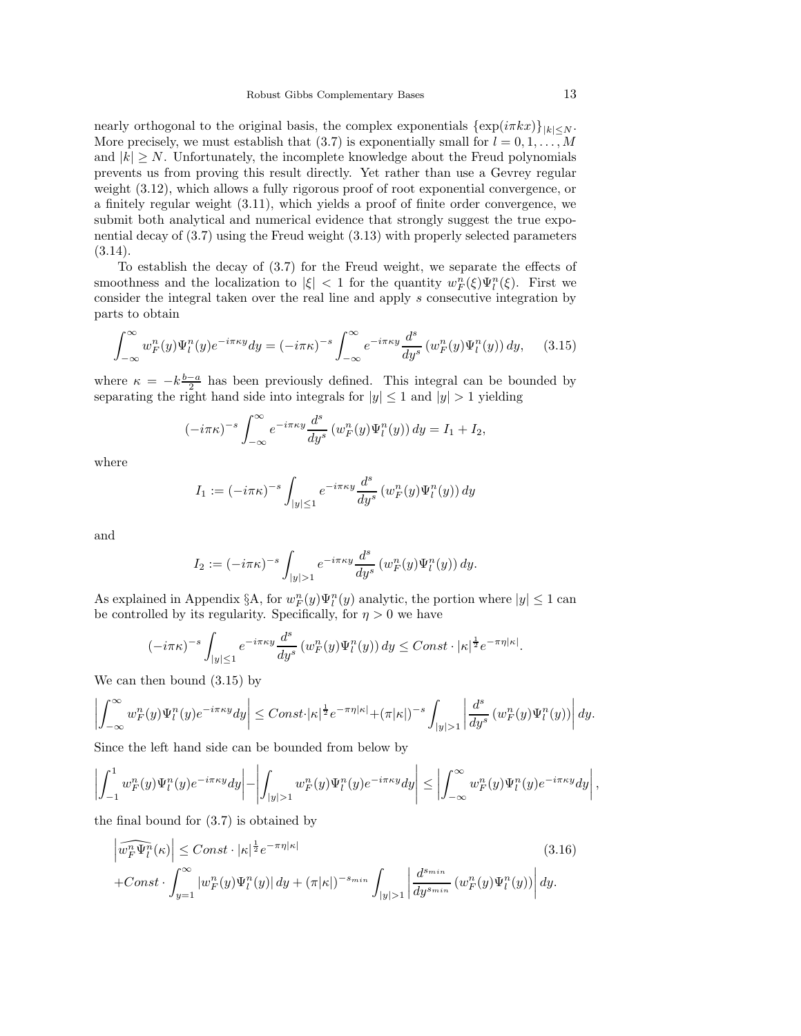nearly orthogonal to the original basis, the complex exponentials $\{\exp(i\pi kx)\}_{|k|\leq N}$. More precisely, we must establish that (3.7) is exponentially small for $l = 0, 1, \ldots, M$ and $|k| \geq N$. Unfortunately, the incomplete knowledge about the Freud polynomials prevents us from proving this result directly. Yet rather than use a Gevrey regular weight (3.12), which allows a fully rigorous proof of root exponential convergence, or a finitely regular weight (3.11), which yields a proof of finite order convergence, we submit both analytical and numerical evidence that strongly suggest the true exponential decay of (3.7) using the Freud weight (3.13) with properly selected parameters (3.14).

To establish the decay of (3.7) for the Freud weight, we separate the effects of smoothness and the localization to $|\xi| < 1$ for the quantity $w_F^n(\xi)\Psi_l^n(\xi)$. First we consider the integral taken over the real line and apply $s$ consecutive integration by parts to obtain

$$\int_{-\infty}^{\infty} w_F^n(y)\Psi_l^n(y)e^{-i\pi\kappa y}dy = (-i\pi\kappa)^{-s}\int_{-\infty}^{\infty} e^{-i\pi\kappa y}\frac{d^s}{dy^s}\left(w_F^n(y)\Psi_l^n(y)\right)dy, \tag{3.15}$$

where $\kappa = -k\frac{b-a}{2}$ has been previously defined. This integral can be bounded by separating the right hand side into integrals for $|y| \leq 1$ and $|y| > 1$ yielding

$$(-i\pi\kappa)^{-s}\int_{-\infty}^{\infty} e^{-i\pi\kappa y}\frac{d^s}{dy^s}\left(w_F^n(y)\Psi_l^n(y)\right)dy = I_1 + I_2,$$

where

$$I_1 := (-i\pi\kappa)^{-s}\int_{|y|\leq 1} e^{-i\pi\kappa y}\frac{d^s}{dy^s}\left(w_F^n(y)\Psi_l^n(y)\right)dy$$

and

$$I_2 := (-i\pi\kappa)^{-s}\int_{|y|>1} e^{-i\pi\kappa y}\frac{d^s}{dy^s}\left(w_F^n(y)\Psi_l^n(y)\right)dy.$$

As explained in Appendix §A, for $w_F^n(y)\Psi_l^n(y)$ analytic, the portion where $|y| \leq 1$ can be controlled by its regularity. Specifically, for $\eta > 0$ we have

$$(-i\pi\kappa)^{-s}\int_{|y|\leq 1} e^{-i\pi\kappa y}\frac{d^s}{dy^s}\left(w_F^n(y)\Psi_l^n(y)\right)dy \leq Const\cdot|\kappa|^{\frac{1}{2}}e^{-\pi\eta|\kappa|}.$$

We can then bound (3.15) by

$$\left|\int_{-\infty}^{\infty} w_F^n(y)\Psi_l^n(y)e^{-i\pi\kappa y}dy\right| \leq Const\cdot|\kappa|^{\frac{1}{2}}e^{-\pi\eta|\kappa|} + (\pi|\kappa|)^{-s}\int_{|y|>1}\left|\frac{d^s}{dy^s}\left(w_F^n(y)\Psi_l^n(y)\right)\right|dy.$$

Since the left hand side can be bounded from below by

$$\left|\int_{-1}^{1} w_F^n(y)\Psi_l^n(y)e^{-i\pi\kappa y}dy\right| - \left|\int_{|y|>1} w_F^n(y)\Psi_l^n(y)e^{-i\pi\kappa y}dy\right| \leq \left|\int_{-\infty}^{\infty} w_F^n(y)\Psi_l^n(y)e^{-i\pi\kappa y}dy\right|,$$

the final bound for (3.7) is obtained by

$$\begin{aligned}
&\left|\widehat{w_F^n\Psi_l^n}(\kappa)\right| \leq Const\cdot|\kappa|^{\frac{1}{2}}e^{-\pi\eta|\kappa|} \\
&+Const\cdot\int_{y=1}^{\infty}|w_F^n(y)\Psi_l^n(y)|\,dy + (\pi|\kappa|)^{-s_{min}}\int_{|y|>1}\left|\frac{d^{s_{min}}}{dy^{s_{min}}}\left(w_F^n(y)\Psi_l^n(y)\right)\right|dy.
\end{aligned} \tag{3.16}$$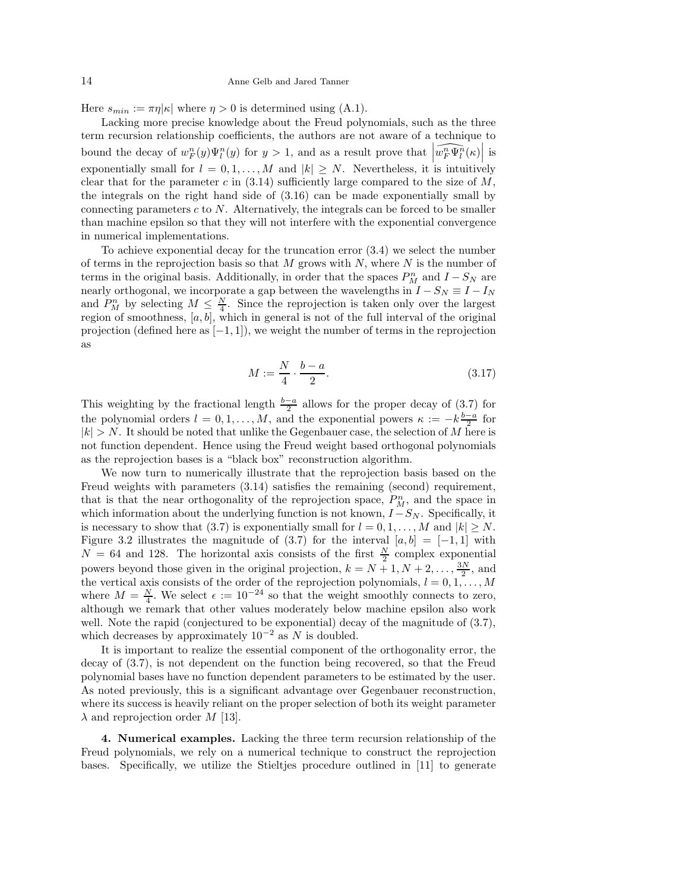Here $s_{min} := \pi\eta|\kappa|$ where $\eta > 0$ is determined using (A.1).

Lacking more precise knowledge about the Freud polynomials, such as the three term recursion relationship coefficients, the authors are not aware of a technique to bound the decay of $w_F^n(y)\Psi_l^n(y)$ for $y > 1$, and as a result prove that $\left|\widehat{w_F^n\Psi_l^n}(\kappa)\right|$ is exponentially small for $l = 0, 1, \ldots, M$ and $|k| \geq N$. Nevertheless, it is intuitively clear that for the parameter $c$ in (3.14) sufficiently large compared to the size of $M$, the integrals on the right hand side of (3.16) can be made exponentially small by connecting parameters $c$ to $N$. Alternatively, the integrals can be forced to be smaller than machine epsilon so that they will not interfere with the exponential convergence in numerical implementations.

To achieve exponential decay for the truncation error (3.4) we select the number of terms in the reprojection basis so that $M$ grows with $N$, where $N$ is the number of terms in the original basis. Additionally, in order that the spaces $P_M^n$ and $I - S_N$ are nearly orthogonal, we incorporate a gap between the wavelengths in $I - S_N \equiv I - I_N$ and $P_M^n$ by selecting $M \leq \frac{N}{4}$. Since the reprojection is taken only over the largest region of smoothness, $[a, b]$, which in general is not of the full interval of the original projection (defined here as $[-1, 1]$), we weight the number of terms in the reprojection as

$$M := \frac{N}{4} \cdot \frac{b-a}{2}. \tag{3.17}$$

This weighting by the fractional length $\frac{b-a}{2}$ allows for the proper decay of (3.7) for the polynomial orders $l = 0, 1, \ldots, M$, and the exponential powers $\kappa := -k\frac{b-a}{2}$ for $|k| > N$. It should be noted that unlike the Gegenbauer case, the selection of $M$ here is not function dependent. Hence using the Freud weight based orthogonal polynomials as the reprojection bases is a "black box" reconstruction algorithm.

We now turn to numerically illustrate that the reprojection basis based on the Freud weights with parameters (3.14) satisfies the remaining (second) requirement, that is that the near orthogonality of the reprojection space, $P_M^n$, and the space in which information about the underlying function is not known, $I - S_N$. Specifically, it is necessary to show that (3.7) is exponentially small for $l = 0, 1, \ldots, M$ and $|k| \geq N$. Figure 3.2 illustrates the magnitude of (3.7) for the interval $[a, b] = [-1, 1]$ with $N = 64$ and 128. The horizontal axis consists of the first $\frac{N}{2}$ complex exponential powers beyond those given in the original projection, $k = N + 1, N + 2, \ldots, \frac{3N}{2}$, and the vertical axis consists of the order of the reprojection polynomials, $l = 0, 1, \ldots, M$ where $M = \frac{N}{4}$. We select $\epsilon := 10^{-24}$ so that the weight smoothly connects to zero, although we remark that other values moderately below machine epsilon also work well. Note the rapid (conjectured to be exponential) decay of the magnitude of (3.7), which decreases by approximately $10^{-2}$ as $N$ is doubled.

It is important to realize the essential component of the orthogonality error, the decay of (3.7), is not dependent on the function being recovered, so that the Freud polynomial bases have no function dependent parameters to be estimated by the user. As noted previously, this is a significant advantage over Gegenbauer reconstruction, where its success is heavily reliant on the proper selection of both its weight parameter $\lambda$ and reprojection order $M$ [13].

## 4. Numerical examples.

Lacking the three term recursion relationship of the Freud polynomials, we rely on a numerical technique to construct the reprojection bases. Specifically, we utilize the Stieltjes procedure outlined in [11] to generate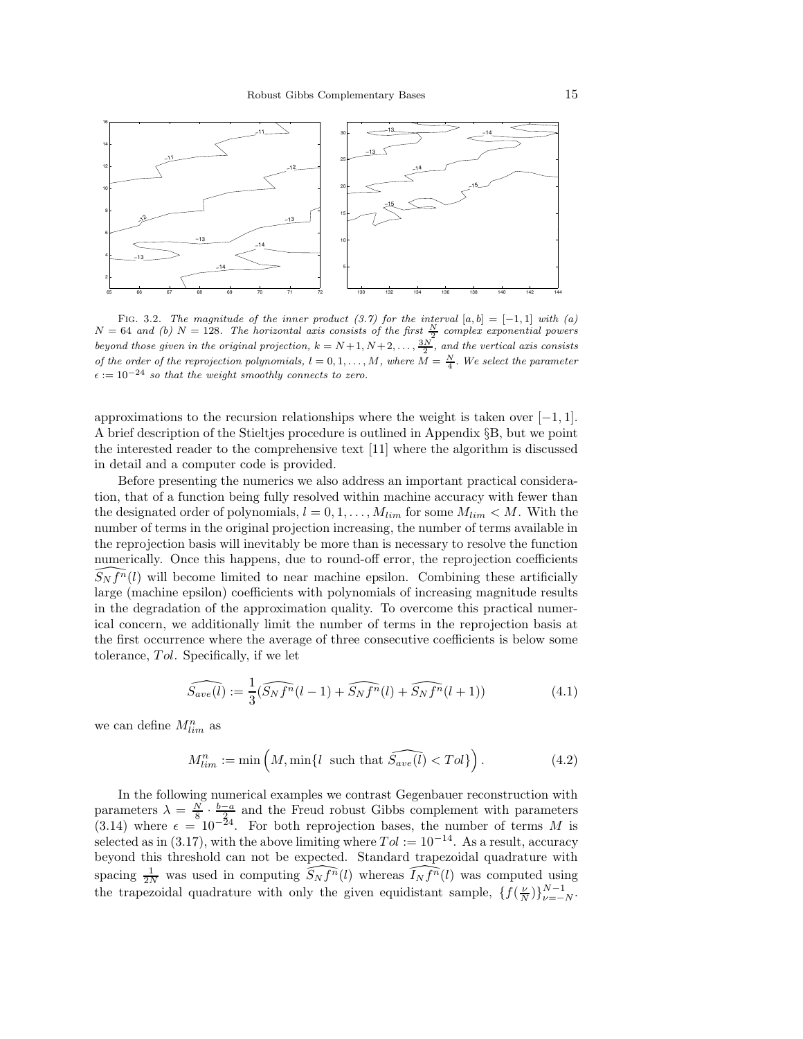FIG. 3.2. *The magnitude of the inner product (3.7) for the interval $[a, b] = [-1, 1]$ with (a) $N = 64$ and (b) $N = 128$. The horizontal axis consists of the first $\frac{N}{2}$ complex exponential powers beyond those given in the original projection, $k = N+1, N+2, \ldots, \frac{3N}{2}$, and the vertical axis consists of the order of the reprojection polynomials, $l = 0, 1, \ldots, M$, where $M = \frac{N}{4}$. We select the parameter $\epsilon := 10^{-24}$ so that the weight smoothly connects to zero.*

approximations to the recursion relationships where the weight is taken over $[-1, 1]$. A brief description of the Stieltjes procedure is outlined in Appendix §B, but we point the interested reader to the comprehensive text [11] where the algorithm is discussed in detail and a computer code is provided.

Before presenting the numerics we also address an important practical consideration, that of a function being fully resolved within machine accuracy with fewer than the designated order of polynomials, $l = 0, 1, \ldots, M_{lim}$ for some $M_{lim} < M$. With the number of terms in the original projection increasing, the number of terms available in the reprojection basis will inevitably be more than is necessary to resolve the function numerically. Once this happens, due to round-off error, the reprojection coefficients $\widehat{S_N f^n}(l)$ will become limited to near machine epsilon. Combining these artificially large (machine epsilon) coefficients with polynomials of increasing magnitude results in the degradation of the approximation quality. To overcome this practical numerical concern, we additionally limit the number of terms in the reprojection basis at the first occurrence where the average of three consecutive coefficients is below some tolerance, $Tol$. Specifically, if we let

$$\widehat{S_{ave}(l)} := \frac{1}{3}(\widehat{S_N f^n}(l-1) + \widehat{S_N f^n}(l) + \widehat{S_N f^n}(l+1)) \tag{4.1}$$

we can define $M^n_{lim}$ as

$$M^n_{lim} := \min\left(M, \min\{l \text{ such that } \widehat{S_{ave}(l)} < Tol\}\right). \tag{4.2}$$

In the following numerical examples we contrast Gegenbauer reconstruction with parameters $\lambda = \frac{N}{8} \cdot \frac{b-a}{2}$ and the Freud robust Gibbs complement with parameters (3.14) where $\epsilon = 10^{-24}$. For both reprojection bases, the number of terms $M$ is selected as in (3.17), with the above limiting where $Tol := 10^{-14}$. As a result, accuracy beyond this threshold can not be expected. Standard trapezoidal quadrature with spacing $\frac{1}{2N}$ was used in computing $\widehat{S_N f^n}(l)$ whereas $\widehat{I_N f^n}(l)$ was computed using the trapezoidal quadrature with only the given equidistant sample, $\{f(\frac{\nu}{N})\}_{\nu=-N}^{N-1}$.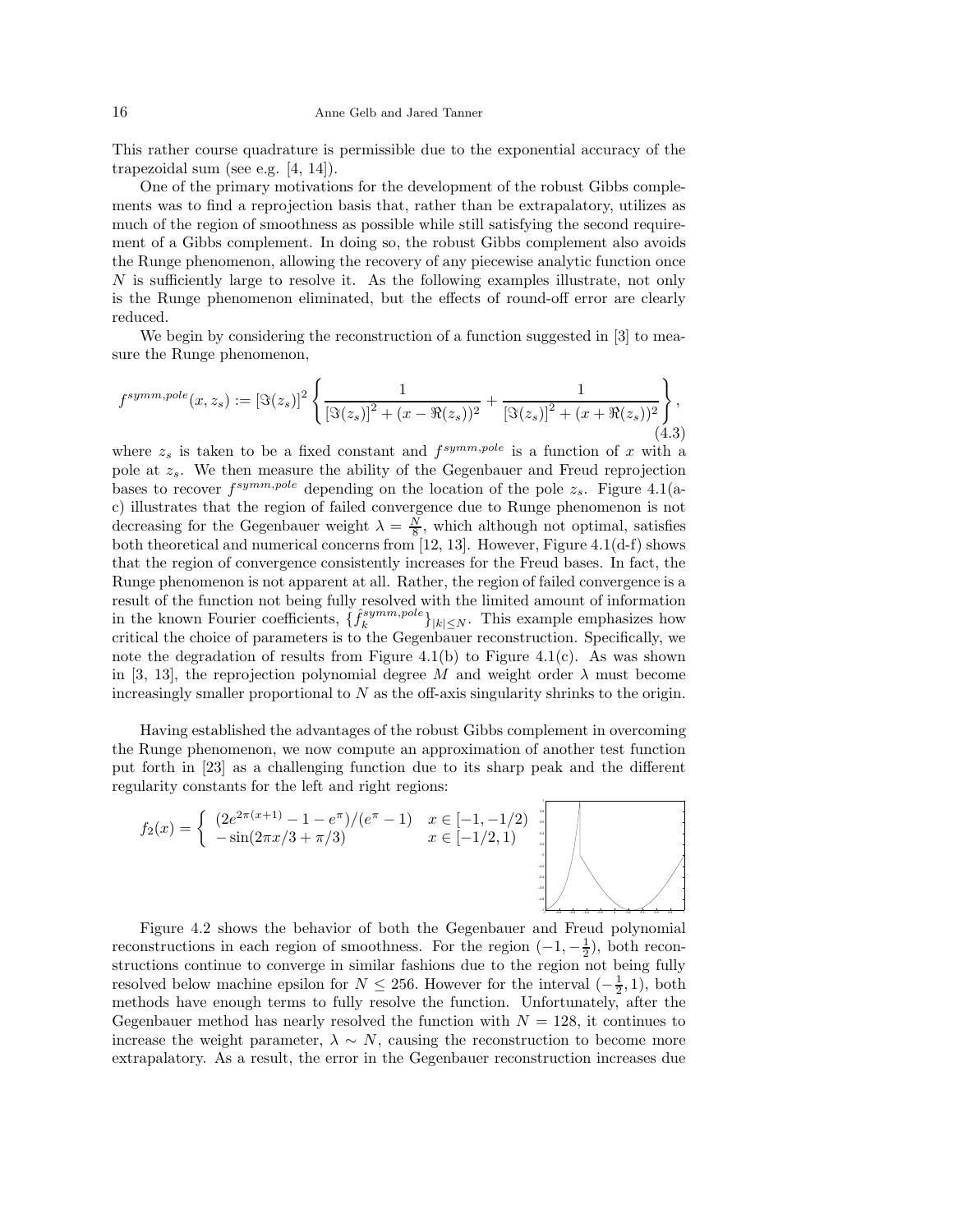This rather course quadrature is permissible due to the exponential accuracy of the trapezoidal sum (see e.g. [4, 14]).

One of the primary motivations for the development of the robust Gibbs complements was to find a reprojection basis that, rather than be extrapalatory, utilizes as much of the region of smoothness as possible while still satisfying the second requirement of a Gibbs complement. In doing so, the robust Gibbs complement also avoids the Runge phenomenon, allowing the recovery of any piecewise analytic function once $N$ is sufficiently large to resolve it. As the following examples illustrate, not only is the Runge phenomenon eliminated, but the effects of round-off error are clearly reduced.

We begin by considering the reconstruction of a function suggested in [3] to measure the Runge phenomenon,

$$f^{symm,pole}(x, z_s) := [\Im(z_s)]^2 \left\{ \frac{1}{[\Im(z_s)]^2 + (x - \Re(z_s))^2} + \frac{1}{[\Im(z_s)]^2 + (x + \Re(z_s))^2} \right\}, \tag{4.3}$$

where $z_s$ is taken to be a fixed constant and $f^{symm,pole}$ is a function of $x$ with a pole at $z_s$. We then measure the ability of the Gegenbauer and Freud reprojection bases to recover $f^{symm,pole}$ depending on the location of the pole $z_s$. Figure 4.1(a-c) illustrates that the region of failed convergence due to Runge phenomenon is not decreasing for the Gegenbauer weight $\lambda = \frac{N}{8}$, which although not optimal, satisfies both theoretical and numerical concerns from [12, 13]. However, Figure 4.1(d-f) shows that the region of convergence consistently increases for the Freud bases. In fact, the Runge phenomenon is not apparent at all. Rather, the region of failed convergence is a result of the function not being fully resolved with the limited amount of information in the known Fourier coefficients, $\{\hat{f}_k^{symm,pole}\}_{|k|\leq N}$. This example emphasizes how critical the choice of parameters is to the Gegenbauer reconstruction. Specifically, we note the degradation of results from Figure 4.1(b) to Figure 4.1(c). As was shown in [3, 13], the reprojection polynomial degree $M$ and weight order $\lambda$ must become increasingly smaller proportional to $N$ as the off-axis singularity shrinks to the origin.

Having established the advantages of the robust Gibbs complement in overcoming the Runge phenomenon, we now compute an approximation of another test function put forth in [23] as a challenging function due to its sharp peak and the different regularity constants for the left and right regions:

$$f_2(x) = \begin{cases} (2e^{2\pi(x+1)} - 1 - e^{\pi})/(e^{\pi} - 1) & x \in [-1, -1/2) \\ -\sin(2\pi x/3 + \pi/3) & x \in [-1/2, 1) \end{cases}$$

Figure 4.2 shows the behavior of both the Gegenbauer and Freud polynomial reconstructions in each region of smoothness. For the region $(-1, -\frac{1}{2})$, both reconstructions continue to converge in similar fashions due to the region not being fully resolved below machine epsilon for $N \leq 256$. However for the interval $(-\frac{1}{2}, 1)$, both methods have enough terms to fully resolve the function. Unfortunately, after the Gegenbauer method has nearly resolved the function with $N = 128$, it continues to increase the weight parameter, $\lambda \sim N$, causing the reconstruction to become more extrapalatory. As a result, the error in the Gegenbauer reconstruction increases due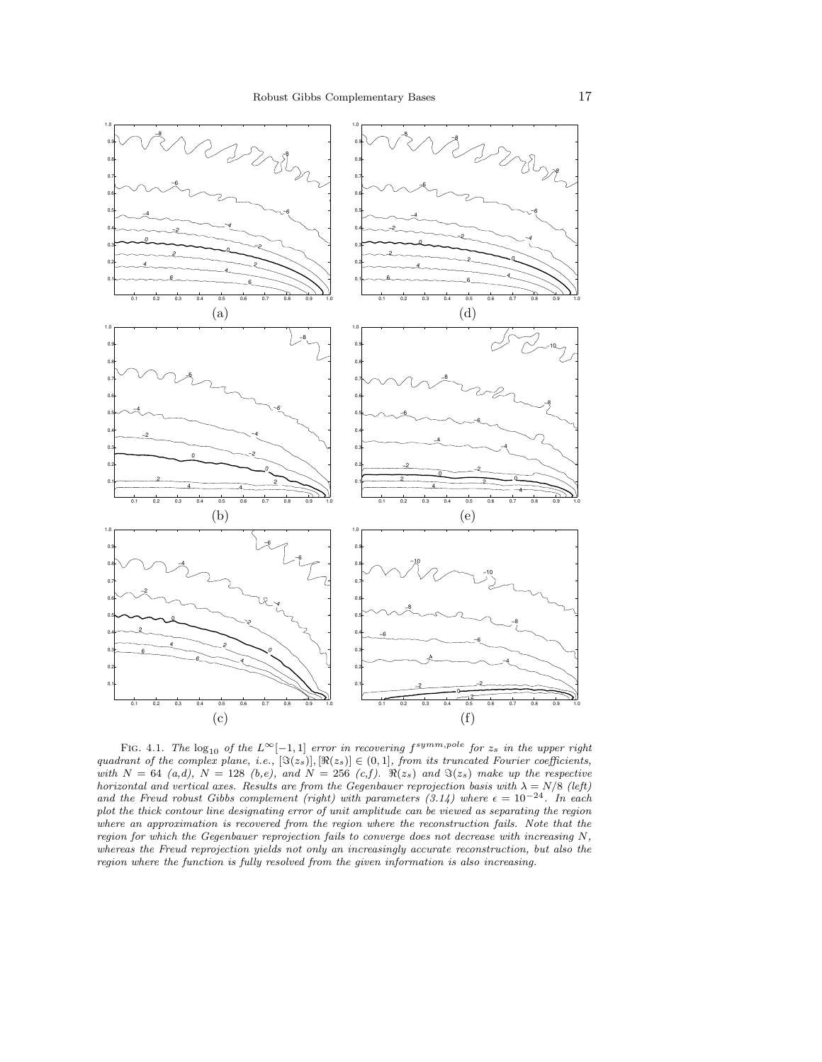(a)

(d)

(b)

(e)

(c)

(f)

FIG. 4.1. *The $\log_{10}$ of the $L^\infty[-1,1]$ error in recovering $f^{symm,pole}$ for $z_s$ in the upper right quadrant of the complex plane, i.e., $[\Im(z_s)], [\Re(z_s)] \in (0,1]$, from its truncated Fourier coefficients, with $N = 64$ (a,d), $N = 128$ (b,e), and $N = 256$ (c,f). $\Re(z_s)$ and $\Im(z_s)$ make up the respective horizontal and vertical axes. Results are from the Gegenbauer reprojection basis with $\lambda = N/8$ (left) and the Freud robust Gibbs complement (right) with parameters (3.14) where $\epsilon = 10^{-24}$. In each plot the thick contour line designating error of unit amplitude can be viewed as separating the region where an approximation is recovered from the region where the reconstruction fails. Note that the region for which the Gegenbauer reprojection fails to converge does not decrease with increasing $N$, whereas the Freud reprojection yields not only an increasingly accurate reconstruction, but also the region where the function is fully resolved from the given information is also increasing.*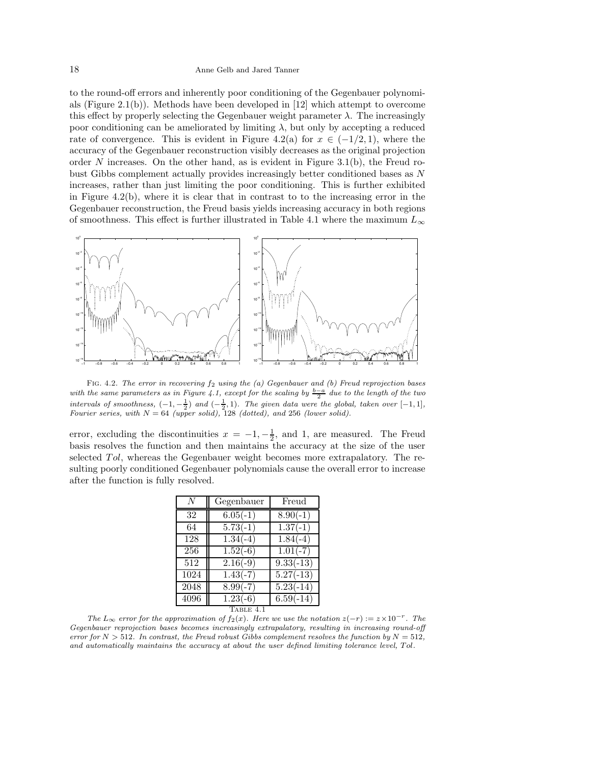to the round-off errors and inherently poor conditioning of the Gegenbauer polynomials (Figure 2.1(b)). Methods have been developed in [12] which attempt to overcome this effect by properly selecting the Gegenbauer weight parameter $\lambda$. The increasingly poor conditioning can be ameliorated by limiting $\lambda$, but only by accepting a reduced rate of convergence. This is evident in Figure 4.2(a) for $x \in (-1/2, 1)$, where the accuracy of the Gegenbauer reconstruction visibly decreases as the original projection order $N$ increases. On the other hand, as is evident in Figure 3.1(b), the Freud robust Gibbs complement actually provides increasingly better conditioned bases as $N$ increases, rather than just limiting the poor conditioning. This is further exhibited in Figure 4.2(b), where it is clear that in contrast to to the increasing error in the Gegenbauer reconstruction, the Freud basis yields increasing accuracy in both regions of smoothness. This effect is further illustrated in Table 4.1 where the maximum $L_\infty$

Fig. 4.2. *The error in recovering $f_2$ using the (a) Gegenbauer and (b) Freud reprojection bases with the same parameters as in Figure 4.1, except for the scaling by $\frac{b-a}{2}$ due to the length of the two intervals of smoothness, $(-1, -\frac{1}{2})$ and $(-\frac{1}{2}, 1)$. The given data were the global, taken over $[-1, 1]$, Fourier series, with $N = 64$ (upper solid), 128 (dotted), and 256 (lower solid).*

error, excluding the discontinuities $x = -1, -\frac{1}{2}$, and 1, are measured. The Freud basis resolves the function and then maintains the accuracy at the size of the user selected $Tol$, whereas the Gegenbauer weight becomes more extrapalatory. The resulting poorly conditioned Gegenbauer polynomials cause the overall error to increase after the function is fully resolved.

| $N$ | Gegenbauer | Freud |
|---|---|---|
| 32 | 6.05(-1) | 8.90(-1) |
| 64 | 5.73(-1) | 1.37(-1) |
| 128 | 1.34(-4) | 1.84(-4) |
| 256 | 1.52(-6) | 1.01(-7) |
| 512 | 2.16(-9) | 9.33(-13) |
| 1024 | 1.43(-7) | 5.27(-13) |
| 2048 | 8.99(-7) | 5.23(-14) |
| 4096 | 1.23(-6) | 6.59(-14) |

Table 4.1

*The $L_\infty$ error for the approximation of $f_2(x)$. Here we use the notation $z(-r) := z \times 10^{-r}$. The Gegenbauer reprojection bases becomes increasingly extrapalatory, resulting in increasing round-off error for $N > 512$. In contrast, the Freud robust Gibbs complement resolves the function by $N = 512$, and automatically maintains the accuracy at about the user defined limiting tolerance level, $Tol$.*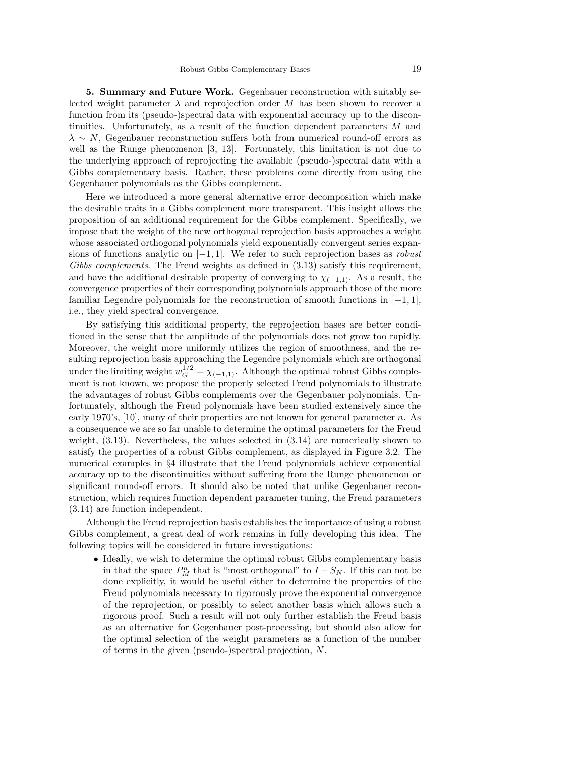**5. Summary and Future Work.** Gegenbauer reconstruction with suitably selected weight parameter $\lambda$ and reprojection order $M$ has been shown to recover a function from its (pseudo-)spectral data with exponential accuracy up to the discontinuities. Unfortunately, as a result of the function dependent parameters $M$ and $\lambda \sim N$, Gegenbauer reconstruction suffers both from numerical round-off errors as well as the Runge phenomenon [3, 13]. Fortunately, this limitation is not due to the underlying approach of reprojecting the available (pseudo-)spectral data with a Gibbs complementary basis. Rather, these problems come directly from using the Gegenbauer polynomials as the Gibbs complement.

Here we introduced a more general alternative error decomposition which make the desirable traits in a Gibbs complement more transparent. This insight allows the proposition of an additional requirement for the Gibbs complement. Specifically, we impose that the weight of the new orthogonal reprojection basis approaches a weight whose associated orthogonal polynomials yield exponentially convergent series expansions of functions analytic on $[-1, 1]$. We refer to such reprojection bases as *robust Gibbs complements*. The Freud weights as defined in (3.13) satisfy this requirement, and have the additional desirable property of converging to $\chi_{(-1,1)}$. As a result, the convergence properties of their corresponding polynomials approach those of the more familiar Legendre polynomials for the reconstruction of smooth functions in $[-1, 1]$, i.e., they yield spectral convergence.

By satisfying this additional property, the reprojection bases are better conditioned in the sense that the amplitude of the polynomials does not grow too rapidly. Moreover, the weight more uniformly utilizes the region of smoothness, and the resulting reprojection basis approaching the Legendre polynomials which are orthogonal under the limiting weight $w_G^{1/2} = \chi_{(-1,1)}$. Although the optimal robust Gibbs complement is not known, we propose the properly selected Freud polynomials to illustrate the advantages of robust Gibbs complements over the Gegenbauer polynomials. Unfortunately, although the Freud polynomials have been studied extensively since the early 1970's, [10], many of their properties are not known for general parameter $n$. As a consequence we are so far unable to determine the optimal parameters for the Freud weight, (3.13). Nevertheless, the values selected in (3.14) are numerically shown to satisfy the properties of a robust Gibbs complement, as displayed in Figure 3.2. The numerical examples in §4 illustrate that the Freud polynomials achieve exponential accuracy up to the discontinuities without suffering from the Runge phenomenon or significant round-off errors. It should also be noted that unlike Gegenbauer reconstruction, which requires function dependent parameter tuning, the Freud parameters (3.14) are function independent.

Although the Freud reprojection basis establishes the importance of using a robust Gibbs complement, a great deal of work remains in fully developing this idea. The following topics will be considered in future investigations:

- Ideally, we wish to determine the optimal robust Gibbs complementary basis in that the space $P_M^n$ that is "most orthogonal" to $I - S_N$. If this can not be done explicitly, it would be useful either to determine the properties of the Freud polynomials necessary to rigorously prove the exponential convergence of the reprojection, or possibly to select another basis which allows such a rigorous proof. Such a result will not only further establish the Freud basis as an alternative for Gegenbauer post-processing, but should also allow for the optimal selection of the weight parameters as a function of the number of terms in the given (pseudo-)spectral projection, $N$.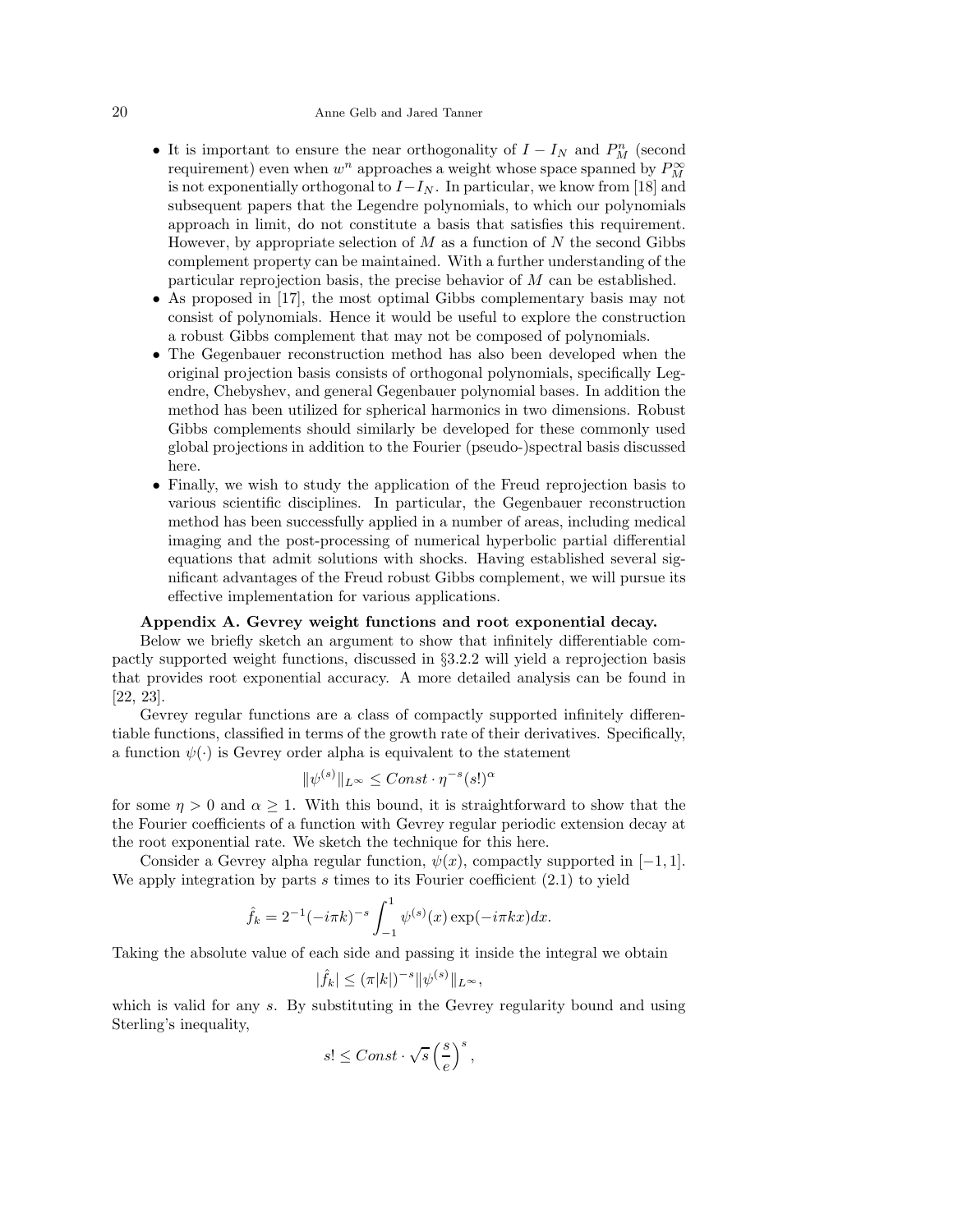- It is important to ensure the near orthogonality of $I - I_N$ and $P_M^n$ (second requirement) even when $w^n$ approaches a weight whose space spanned by $P_M^\infty$ is not exponentially orthogonal to $I - I_N$. In particular, we know from [18] and subsequent papers that the Legendre polynomials, to which our polynomials approach in limit, do not constitute a basis that satisfies this requirement. However, by appropriate selection of $M$ as a function of $N$ the second Gibbs complement property can be maintained. With a further understanding of the particular reprojection basis, the precise behavior of $M$ can be established.
- As proposed in [17], the most optimal Gibbs complementary basis may not consist of polynomials. Hence it would be useful to explore the construction a robust Gibbs complement that may not be composed of polynomials.
- The Gegenbauer reconstruction method has also been developed when the original projection basis consists of orthogonal polynomials, specifically Legendre, Chebyshev, and general Gegenbauer polynomial bases. In addition the method has been utilized for spherical harmonics in two dimensions. Robust Gibbs complements should similarly be developed for these commonly used global projections in addition to the Fourier (pseudo-)spectral basis discussed here.
- Finally, we wish to study the application of the Freud reprojection basis to various scientific disciplines. In particular, the Gegenbauer reconstruction method has been successfully applied in a number of areas, including medical imaging and the post-processing of numerical hyperbolic partial differential equations that admit solutions with shocks. Having established several significant advantages of the Freud robust Gibbs complement, we will pursue its effective implementation for various applications.

**Appendix A. Gevrey weight functions and root exponential decay.**

Below we briefly sketch an argument to show that infinitely differentiable compactly supported weight functions, discussed in §3.2.2 will yield a reprojection basis that provides root exponential accuracy. A more detailed analysis can be found in [22, 23].

Gevrey regular functions are a class of compactly supported infinitely differentiable functions, classified in terms of the growth rate of their derivatives. Specifically, a function $\psi(\cdot)$ is Gevrey order alpha is equivalent to the statement

$$\|\psi^{(s)}\|_{L^\infty} \leq Const \cdot \eta^{-s}(s!)^\alpha$$

for some $\eta > 0$ and $\alpha \geq 1$. With this bound, it is straightforward to show that the the Fourier coefficients of a function with Gevrey regular periodic extension decay at the root exponential rate. We sketch the technique for this here.

Consider a Gevrey alpha regular function, $\psi(x)$, compactly supported in $[-1, 1]$. We apply integration by parts $s$ times to its Fourier coefficient (2.1) to yield

$$\hat{f}_k = 2^{-1}(-i\pi k)^{-s} \int_{-1}^{1} \psi^{(s)}(x) \exp(-i\pi kx)dx.$$

Taking the absolute value of each side and passing it inside the integral we obtain

$$|\hat{f}_k| \leq (\pi|k|)^{-s} \|\psi^{(s)}\|_{L^\infty},$$

which is valid for any $s$. By substituting in the Gevrey regularity bound and using Sterling's inequality,

$$s! \leq Const \cdot \sqrt{s}\left(\frac{s}{e}\right)^s,$$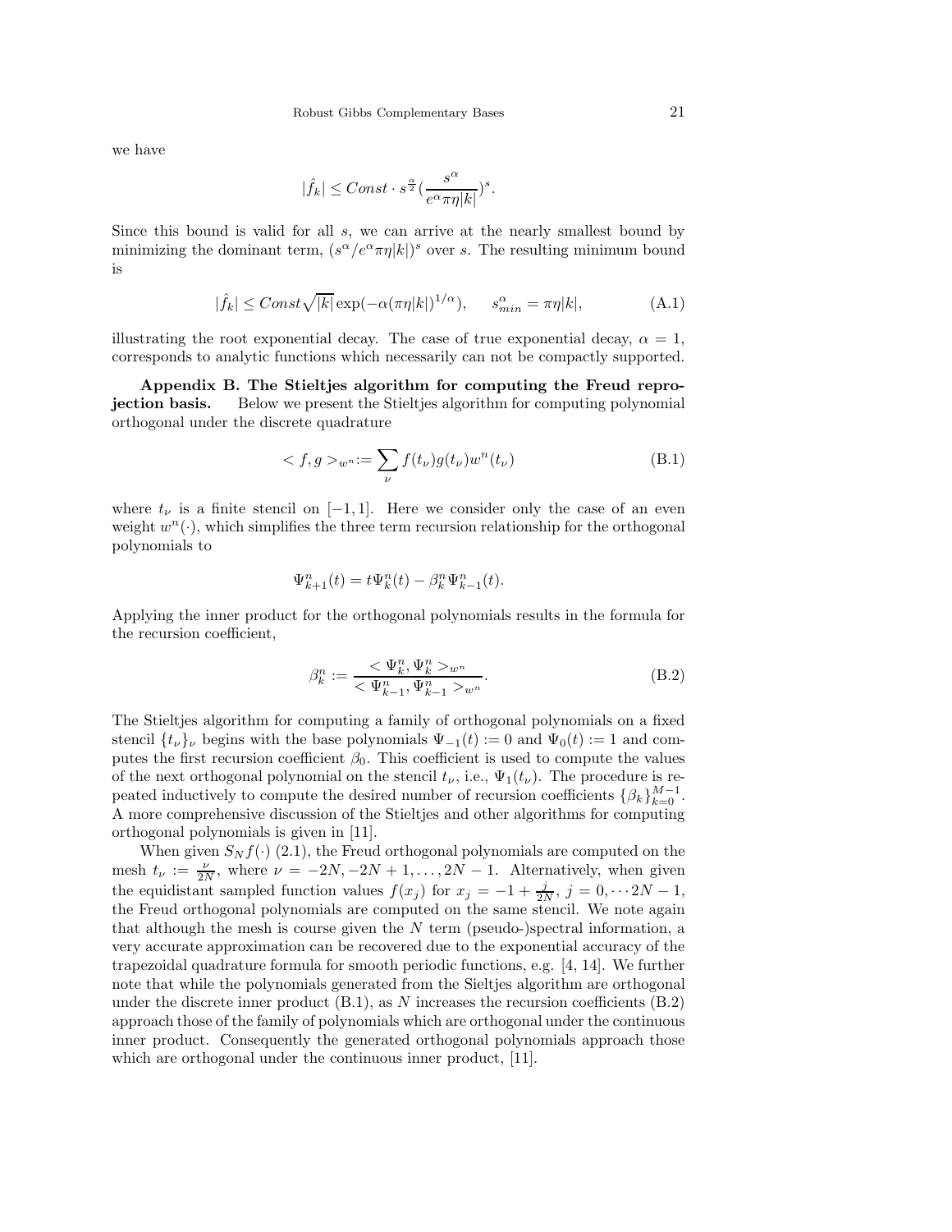we have

$$|\hat{f}_k| \leq Const \cdot s^{\frac{\alpha}{2}} (\frac{s^{\alpha}}{e^{\alpha}\pi\eta|k|})^s.$$

Since this bound is valid for all $s$, we can arrive at the nearly smallest bound by minimizing the dominant term, $(s^{\alpha}/e^{\alpha}\pi\eta|k|)^s$ over $s$. The resulting minimum bound is

$$|\hat{f}_k| \leq Const\sqrt{|k|}\exp(-\alpha(\pi\eta|k|)^{1/\alpha}), \qquad s^{\alpha}_{min} = \pi\eta|k|, \tag{A.1}$$

illustrating the root exponential decay. The case of true exponential decay, $\alpha = 1$, corresponds to analytic functions which necessarily can not be compactly supported.

**Appendix B. The Stieltjes algorithm for computing the Freud reprojection basis.** Below we present the Stieltjes algorithm for computing polynomial orthogonal under the discrete quadrature

$$< f, g >_{w^n} := \sum_{\nu} f(t_\nu)g(t_\nu)w^n(t_\nu) \tag{B.1}$$

where $t_\nu$ is a finite stencil on $[-1, 1]$. Here we consider only the case of an even weight $w^n(\cdot)$, which simplifies the three term recursion relationship for the orthogonal polynomials to

$$\Psi^n_{k+1}(t) = t\Psi^n_k(t) - \beta^n_k \Psi^n_{k-1}(t).$$

Applying the inner product for the orthogonal polynomials results in the formula for the recursion coefficient,

$$\beta^n_k := \frac{< \Psi^n_k, \Psi^n_k >_{w^n}}{< \Psi^n_{k-1}, \Psi^n_{k-1} >_{w^n}}. \tag{B.2}$$

The Stieltjes algorithm for computing a family of orthogonal polynomials on a fixed stencil $\{t_\nu\}_\nu$ begins with the base polynomials $\Psi_{-1}(t) := 0$ and $\Psi_0(t) := 1$ and computes the first recursion coefficient $\beta_0$. This coefficient is used to compute the values of the next orthogonal polynomial on the stencil $t_\nu$, i.e., $\Psi_1(t_\nu)$. The procedure is repeated inductively to compute the desired number of recursion coefficients $\{\beta_k\}_{k=0}^{M-1}$. A more comprehensive discussion of the Stieltjes and other algorithms for computing orthogonal polynomials is given in [11].

When given $S_N f(\cdot)$ (2.1), the Freud orthogonal polynomials are computed on the mesh $t_\nu := \frac{\nu}{2N}$, where $\nu = -2N, -2N+1, \ldots, 2N-1$. Alternatively, when given the equidistant sampled function values $f(x_j)$ for $x_j = -1 + \frac{j}{2N}$, $j = 0, \cdots 2N-1$, the Freud orthogonal polynomials are computed on the same stencil. We note again that although the mesh is course given the $N$ term (pseudo-)spectral information, a very accurate approximation can be recovered due to the exponential accuracy of the trapezoidal quadrature formula for smooth periodic functions, e.g. [4, 14]. We further note that while the polynomials generated from the Sieltjes algorithm are orthogonal under the discrete inner product (B.1), as $N$ increases the recursion coefficients (B.2) approach those of the family of polynomials which are orthogonal under the continuous inner product. Consequently the generated orthogonal polynomials approach those which are orthogonal under the continuous inner product, [11].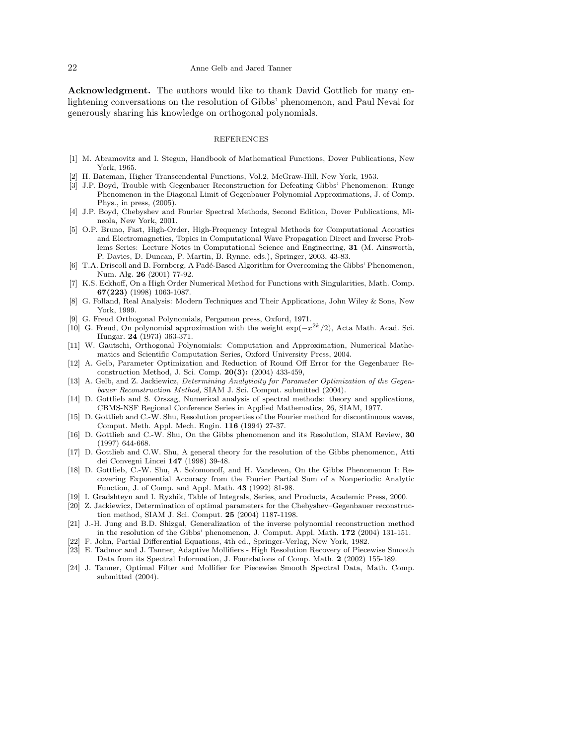**Acknowledgment.** The authors would like to thank David Gottlieb for many enlightening conversations on the resolution of Gibbs' phenomenon, and Paul Nevai for generously sharing his knowledge on orthogonal polynomials.

## REFERENCES

[1] M. Abramovitz and I. Stegun, Handbook of Mathematical Functions, Dover Publications, New York, 1965.

[2] H. Bateman, Higher Transcendental Functions, Vol.2, McGraw-Hill, New York, 1953.

[3] J.P. Boyd, Trouble with Gegenbauer Reconstruction for Defeating Gibbs' Phenomenon: Runge Phenomenon in the Diagonal Limit of Gegenbauer Polynomial Approximations, J. of Comp. Phys., in press, (2005).

[4] J.P. Boyd, Chebyshev and Fourier Spectral Methods, Second Edition, Dover Publications, Mineola, New York, 2001.

[5] O.P. Bruno, Fast, High-Order, High-Frequency Integral Methods for Computational Acoustics and Electromagnetics, Topics in Computational Wave Propagation Direct and Inverse Problems Series: Lecture Notes in Computational Science and Engineering, **31** (M. Ainsworth, P. Davies, D. Duncan, P. Martin, B. Rynne, eds.), Springer, 2003, 43-83.

[6] T.A. Driscoll and B. Fornberg, A Padé-Based Algorithm for Overcoming the Gibbs' Phenomenon, Num. Alg. **26** (2001) 77-92.

[7] K.S. Eckhoff, On a High Order Numerical Method for Functions with Singularities, Math. Comp. **67(223)** (1998) 1063-1087.

[8] G. Folland, Real Analysis: Modern Techniques and Their Applications, John Wiley & Sons, New York, 1999.

[9] G. Freud Orthogonal Polynomials, Pergamon press, Oxford, 1971.

[10] G. Freud, On polynomial approximation with the weight $\exp(-x^{2k}/2)$, Acta Math. Acad. Sci. Hungar. **24** (1973) 363-371.

[11] W. Gautschi, Orthogonal Polynomials: Computation and Approximation, Numerical Mathematics and Scientific Computation Series, Oxford University Press, 2004.

[12] A. Gelb, Parameter Optimization and Reduction of Round Off Error for the Gegenbauer Reconstruction Method, J. Sci. Comp. **20(3):** (2004) 433-459,

[13] A. Gelb, and Z. Jackiewicz, *Determining Analyticity for Parameter Optimization of the Gegenbauer Reconstruction Method,* SIAM J. Sci. Comput. submitted (2004).

[14] D. Gottlieb and S. Orszag, Numerical analysis of spectral methods: theory and applications, CBMS-NSF Regional Conference Series in Applied Mathematics, 26, SIAM, 1977.

[15] D. Gottlieb and C.-W. Shu, Resolution properties of the Fourier method for discontinuous waves, Comput. Meth. Appl. Mech. Engin. **116** (1994) 27-37.

[16] D. Gottlieb and C.-W. Shu, On the Gibbs phenomenon and its Resolution, SIAM Review, **30** (1997) 644-668.

[17] D. Gottlieb and C.W. Shu, A general theory for the resolution of the Gibbs phenomenon, Atti dei Convegni Lincei **147** (1998) 39-48.

[18] D. Gottlieb, C.-W. Shu, A. Solomonoff, and H. Vandeven, On the Gibbs Phenomenon I: Recovering Exponential Accuracy from the Fourier Partial Sum of a Nonperiodic Analytic Function, J. of Comp. and Appl. Math. **43** (1992) 81-98.

[19] I. Gradshteyn and I. Ryzhik, Table of Integrals, Series, and Products, Academic Press, 2000.

[20] Z. Jackiewicz, Determination of optimal parameters for the Chebyshev–Gegenbauer reconstruction method, SIAM J. Sci. Comput. **25** (2004) 1187-1198.

[21] J.-H. Jung and B.D. Shizgal, Generalization of the inverse polynomial reconstruction method in the resolution of the Gibbs' phenomenon, J. Comput. Appl. Math. **172** (2004) 131-151.

[22] F. John, Partial Differential Equations, 4th ed., Springer-Verlag, New York, 1982.

[23] E. Tadmor and J. Tanner, Adaptive Mollifiers - High Resolution Recovery of Piecewise Smooth Data from its Spectral Information, J. Foundations of Comp. Math. **2** (2002) 155-189.

[24] J. Tanner, Optimal Filter and Mollifier for Piecewise Smooth Spectral Data, Math. Comp. submitted (2004).